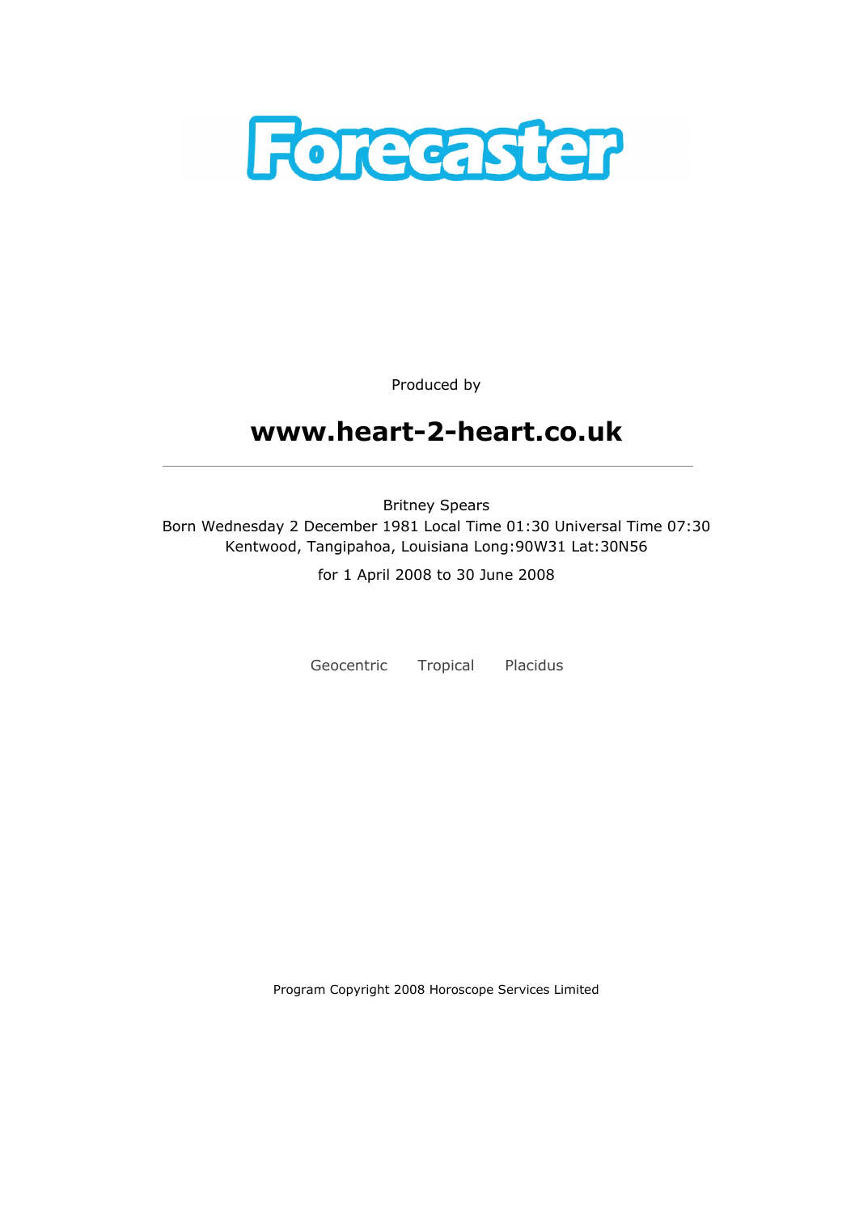# Forecaster

Produced by

## www.heart-2-heart.co.uk

---

Britney Spears
Born Wednesday 2 December 1981 Local Time 01:30 Universal Time 07:30
Kentwood, Tangipahoa, Louisiana Long:90W31 Lat:30N56

for 1 April 2008 to 30 June 2008

Geocentric Tropical Placidus

Program Copyright 2008 Horoscope Services Limited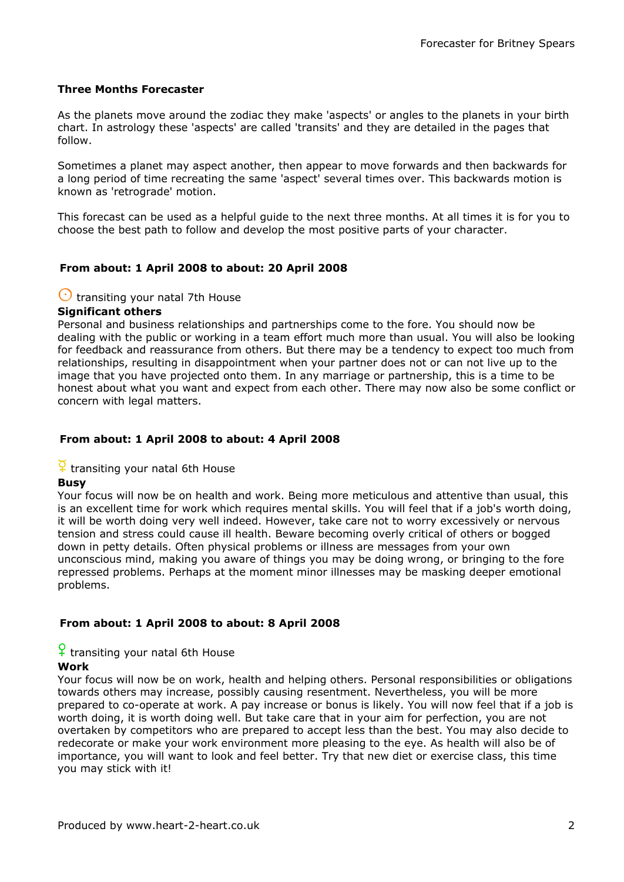## Three Months Forecaster

As the planets move around the zodiac they make 'aspects' or angles to the planets in your birth chart. In astrology these 'aspects' are called 'transits' and they are detailed in the pages that follow.

Sometimes a planet may aspect another, then appear to move forwards and then backwards for a long period of time recreating the same 'aspect' several times over. This backwards motion is known as 'retrograde' motion.

This forecast can be used as a helpful guide to the next three months. At all times it is for you to choose the best path to follow and develop the most positive parts of your character.

### From about: 1 April 2008 to about: 20 April 2008

☉ transiting your natal 7th House

**Significant others**

Personal and business relationships and partnerships come to the fore. You should now be dealing with the public or working in a team effort much more than usual. You will also be looking for feedback and reassurance from others. But there may be a tendency to expect too much from relationships, resulting in disappointment when your partner does not or can not live up to the image that you have projected onto them. In any marriage or partnership, this is a time to be honest about what you want and expect from each other. There may now also be some conflict or concern with legal matters.

### From about: 1 April 2008 to about: 4 April 2008

☿ transiting your natal 6th House

**Busy**

Your focus will now be on health and work. Being more meticulous and attentive than usual, this is an excellent time for work which requires mental skills. You will feel that if a job's worth doing, it will be worth doing very well indeed. However, take care not to worry excessively or nervous tension and stress could cause ill health. Beware becoming overly critical of others or bogged down in petty details. Often physical problems or illness are messages from your own unconscious mind, making you aware of things you may be doing wrong, or bringing to the fore repressed problems. Perhaps at the moment minor illnesses may be masking deeper emotional problems.

### From about: 1 April 2008 to about: 8 April 2008

♀ transiting your natal 6th House

**Work**

Your focus will now be on work, health and helping others. Personal responsibilities or obligations towards others may increase, possibly causing resentment. Nevertheless, you will be more prepared to co-operate at work. A pay increase or bonus is likely. You will now feel that if a job is worth doing, it is worth doing well. But take care that in your aim for perfection, you are not overtaken by competitors who are prepared to accept less than the best. You may also decide to redecorate or make your work environment more pleasing to the eye. As health will also be of importance, you will want to look and feel better. Try that new diet or exercise class, this time you may stick with it!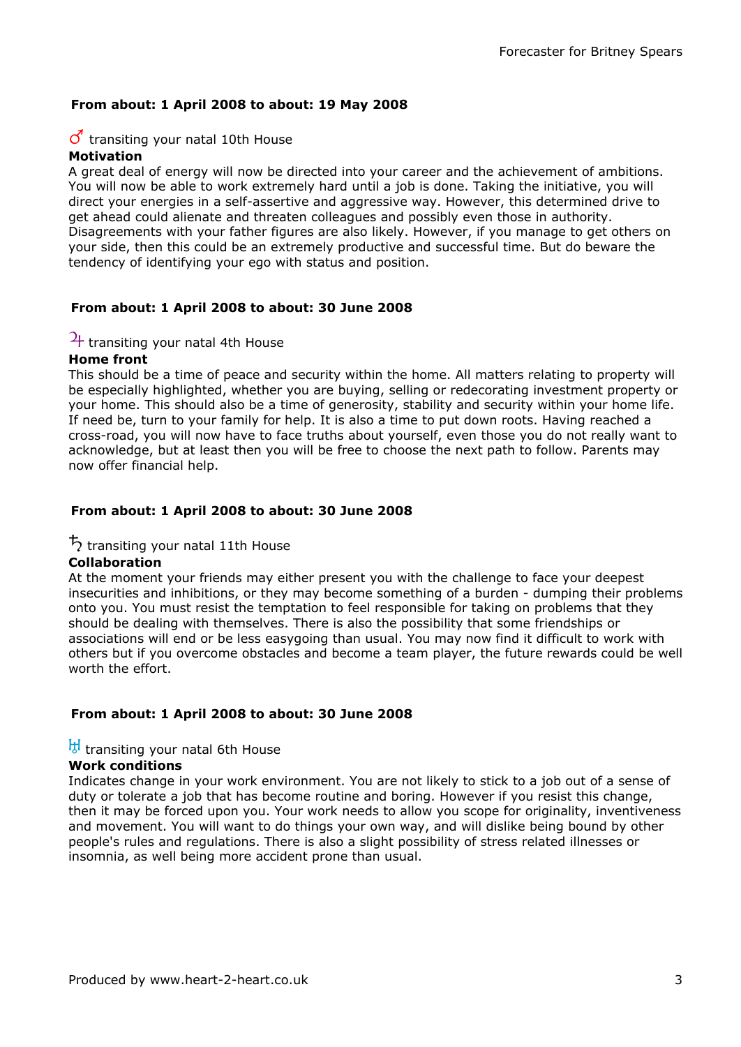**From about: 1 April 2008 to about: 19 May 2008**

♂ transiting your natal 10th House

**Motivation**

A great deal of energy will now be directed into your career and the achievement of ambitions. You will now be able to work extremely hard until a job is done. Taking the initiative, you will direct your energies in a self-assertive and aggressive way. However, this determined drive to get ahead could alienate and threaten colleagues and possibly even those in authority. Disagreements with your father figures are also likely. However, if you manage to get others on your side, then this could be an extremely productive and successful time. But do beware the tendency of identifying your ego with status and position.

**From about: 1 April 2008 to about: 30 June 2008**

♃ transiting your natal 4th House

**Home front**

This should be a time of peace and security within the home. All matters relating to property will be especially highlighted, whether you are buying, selling or redecorating investment property or your home. This should also be a time of generosity, stability and security within your home life. If need be, turn to your family for help. It is also a time to put down roots. Having reached a cross-road, you will now have to face truths about yourself, even those you do not really want to acknowledge, but at least then you will be free to choose the next path to follow. Parents may now offer financial help.

**From about: 1 April 2008 to about: 30 June 2008**

♄ transiting your natal 11th House

**Collaboration**

At the moment your friends may either present you with the challenge to face your deepest insecurities and inhibitions, or they may become something of a burden - dumping their problems onto you. You must resist the temptation to feel responsible for taking on problems that they should be dealing with themselves. There is also the possibility that some friendships or associations will end or be less easygoing than usual. You may now find it difficult to work with others but if you overcome obstacles and become a team player, the future rewards could be well worth the effort.

**From about: 1 April 2008 to about: 30 June 2008**

♅ transiting your natal 6th House

**Work conditions**

Indicates change in your work environment. You are not likely to stick to a job out of a sense of duty or tolerate a job that has become routine and boring. However if you resist this change, then it may be forced upon you. Your work needs to allow you scope for originality, inventiveness and movement. You will want to do things your own way, and will dislike being bound by other people's rules and regulations. There is also a slight possibility of stress related illnesses or insomnia, as well being more accident prone than usual.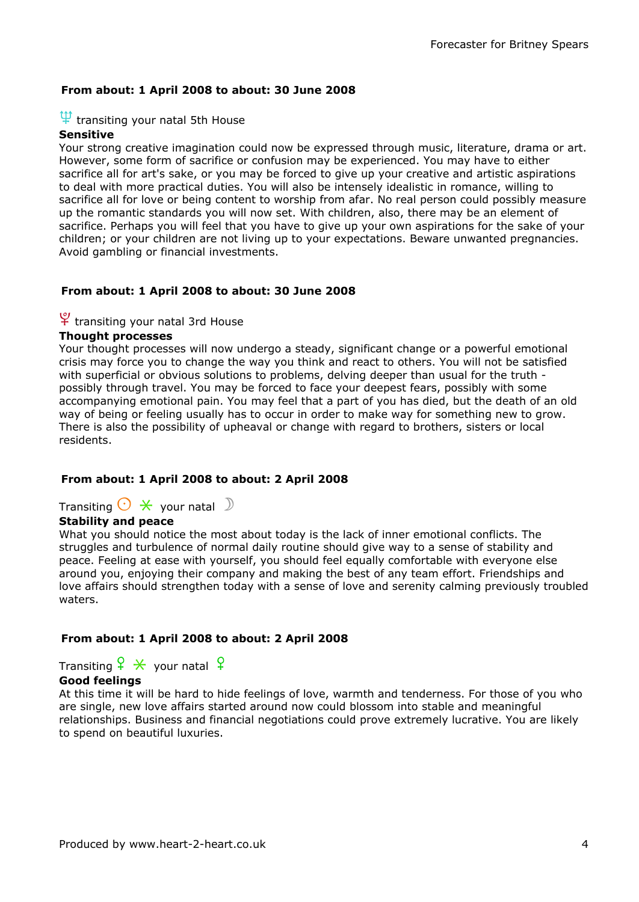**From about: 1 April 2008 to about: 30 June 2008**

♆ transiting your natal 5th House

**Sensitive**

Your strong creative imagination could now be expressed through music, literature, drama or art. However, some form of sacrifice or confusion may be experienced. You may have to either sacrifice all for art's sake, or you may be forced to give up your creative and artistic aspirations to deal with more practical duties. You will also be intensely idealistic in romance, willing to sacrifice all for love or being content to worship from afar. No real person could possibly measure up the romantic standards you will now set. With children, also, there may be an element of sacrifice. Perhaps you will feel that you have to give up your own aspirations for the sake of your children; or your children are not living up to your expectations. Beware unwanted pregnancies. Avoid gambling or financial investments.

**From about: 1 April 2008 to about: 30 June 2008**

♇ transiting your natal 3rd House

**Thought processes**

Your thought processes will now undergo a steady, significant change or a powerful emotional crisis may force you to change the way you think and react to others. You will not be satisfied with superficial or obvious solutions to problems, delving deeper than usual for the truth - possibly through travel. You may be forced to face your deepest fears, possibly with some accompanying emotional pain. You may feel that a part of you has died, but the death of an old way of being or feeling usually has to occur in order to make way for something new to grow. There is also the possibility of upheaval or change with regard to brothers, sisters or local residents.

**From about: 1 April 2008 to about: 2 April 2008**

Transiting ☉ ⚹ your natal ☽

**Stability and peace**

What you should notice the most about today is the lack of inner emotional conflicts. The struggles and turbulence of normal daily routine should give way to a sense of stability and peace. Feeling at ease with yourself, you should feel equally comfortable with everyone else around you, enjoying their company and making the best of any team effort. Friendships and love affairs should strengthen today with a sense of love and serenity calming previously troubled waters.

**From about: 1 April 2008 to about: 2 April 2008**

Transiting ♀ ⚹ your natal ♀

**Good feelings**

At this time it will be hard to hide feelings of love, warmth and tenderness. For those of you who are single, new love affairs started around now could blossom into stable and meaningful relationships. Business and financial negotiations could prove extremely lucrative. You are likely to spend on beautiful luxuries.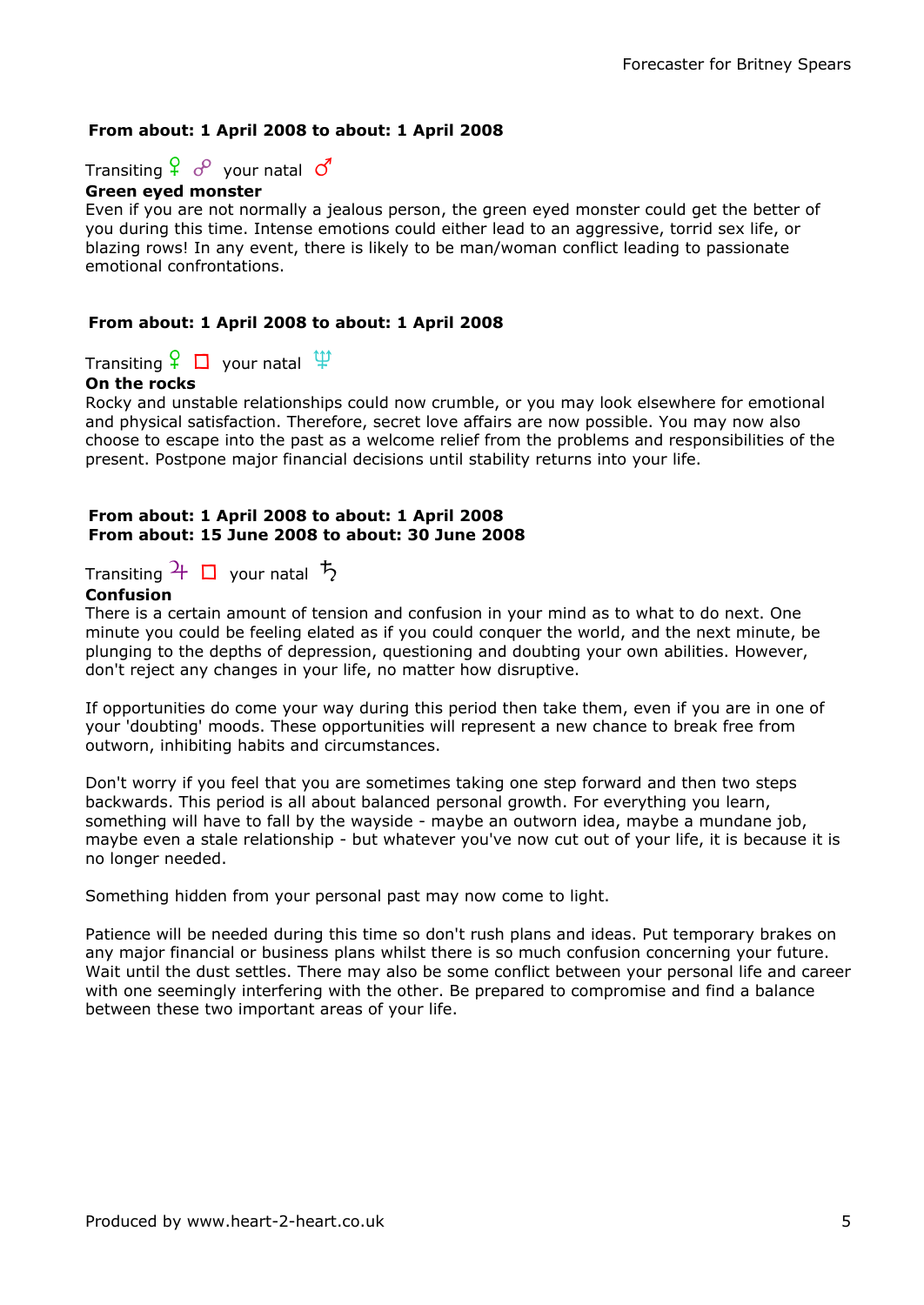**From about: 1 April 2008 to about: 1 April 2008**

Transiting ♀ ☍ your natal ♂

**Green eyed monster**

Even if you are not normally a jealous person, the green eyed monster could get the better of you during this time. Intense emotions could either lead to an aggressive, torrid sex life, or blazing rows! In any event, there is likely to be man/woman conflict leading to passionate emotional confrontations.

**From about: 1 April 2008 to about: 1 April 2008**

Transiting ♀ □ your natal ♆

**On the rocks**

Rocky and unstable relationships could now crumble, or you may look elsewhere for emotional and physical satisfaction. Therefore, secret love affairs are now possible. You may now also choose to escape into the past as a welcome relief from the problems and responsibilities of the present. Postpone major financial decisions until stability returns into your life.

**From about: 1 April 2008 to about: 1 April 2008**
**From about: 15 June 2008 to about: 30 June 2008**

Transiting ♃ □ your natal ♄

**Confusion**

There is a certain amount of tension and confusion in your mind as to what to do next. One minute you could be feeling elated as if you could conquer the world, and the next minute, be plunging to the depths of depression, questioning and doubting your own abilities. However, don't reject any changes in your life, no matter how disruptive.

If opportunities do come your way during this period then take them, even if you are in one of your 'doubting' moods. These opportunities will represent a new chance to break free from outworn, inhibiting habits and circumstances.

Don't worry if you feel that you are sometimes taking one step forward and then two steps backwards. This period is all about balanced personal growth. For everything you learn, something will have to fall by the wayside - maybe an outworn idea, maybe a mundane job, maybe even a stale relationship - but whatever you've now cut out of your life, it is because it is no longer needed.

Something hidden from your personal past may now come to light.

Patience will be needed during this time so don't rush plans and ideas. Put temporary brakes on any major financial or business plans whilst there is so much confusion concerning your future. Wait until the dust settles. There may also be some conflict between your personal life and career with one seemingly interfering with the other. Be prepared to compromise and find a balance between these two important areas of your life.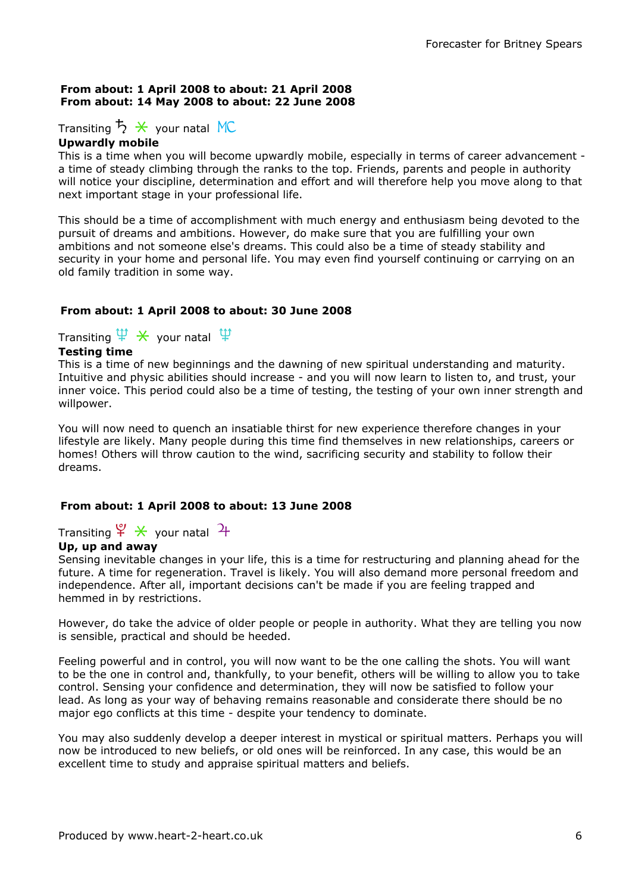**From about: 1 April 2008 to about: 21 April 2008**
**From about: 14 May 2008 to about: 22 June 2008**

Transiting ♄ ⚹ your natal MC

**Upwardly mobile**

This is a time when you will become upwardly mobile, especially in terms of career advancement - a time of steady climbing through the ranks to the top. Friends, parents and people in authority will notice your discipline, determination and effort and will therefore help you move along to that next important stage in your professional life.

This should be a time of accomplishment with much energy and enthusiasm being devoted to the pursuit of dreams and ambitions. However, do make sure that you are fulfilling your own ambitions and not someone else's dreams. This could also be a time of steady stability and security in your home and personal life. You may even find yourself continuing or carrying on an old family tradition in some way.

**From about: 1 April 2008 to about: 30 June 2008**

Transiting ♆ ⚹ your natal ♆

**Testing time**

This is a time of new beginnings and the dawning of new spiritual understanding and maturity. Intuitive and physic abilities should increase - and you will now learn to listen to, and trust, your inner voice. This period could also be a time of testing, the testing of your own inner strength and willpower.

You will now need to quench an insatiable thirst for new experience therefore changes in your lifestyle are likely. Many people during this time find themselves in new relationships, careers or homes! Others will throw caution to the wind, sacrificing security and stability to follow their dreams.

**From about: 1 April 2008 to about: 13 June 2008**

Transiting ♇ ⚹ your natal ♃

**Up, up and away**

Sensing inevitable changes in your life, this is a time for restructuring and planning ahead for the future. A time for regeneration. Travel is likely. You will also demand more personal freedom and independence. After all, important decisions can't be made if you are feeling trapped and hemmed in by restrictions.

However, do take the advice of older people or people in authority. What they are telling you now is sensible, practical and should be heeded.

Feeling powerful and in control, you will now want to be the one calling the shots. You will want to be the one in control and, thankfully, to your benefit, others will be willing to allow you to take control. Sensing your confidence and determination, they will now be satisfied to follow your lead. As long as your way of behaving remains reasonable and considerate there should be no major ego conflicts at this time - despite your tendency to dominate.

You may also suddenly develop a deeper interest in mystical or spiritual matters. Perhaps you will now be introduced to new beliefs, or old ones will be reinforced. In any case, this would be an excellent time to study and appraise spiritual matters and beliefs.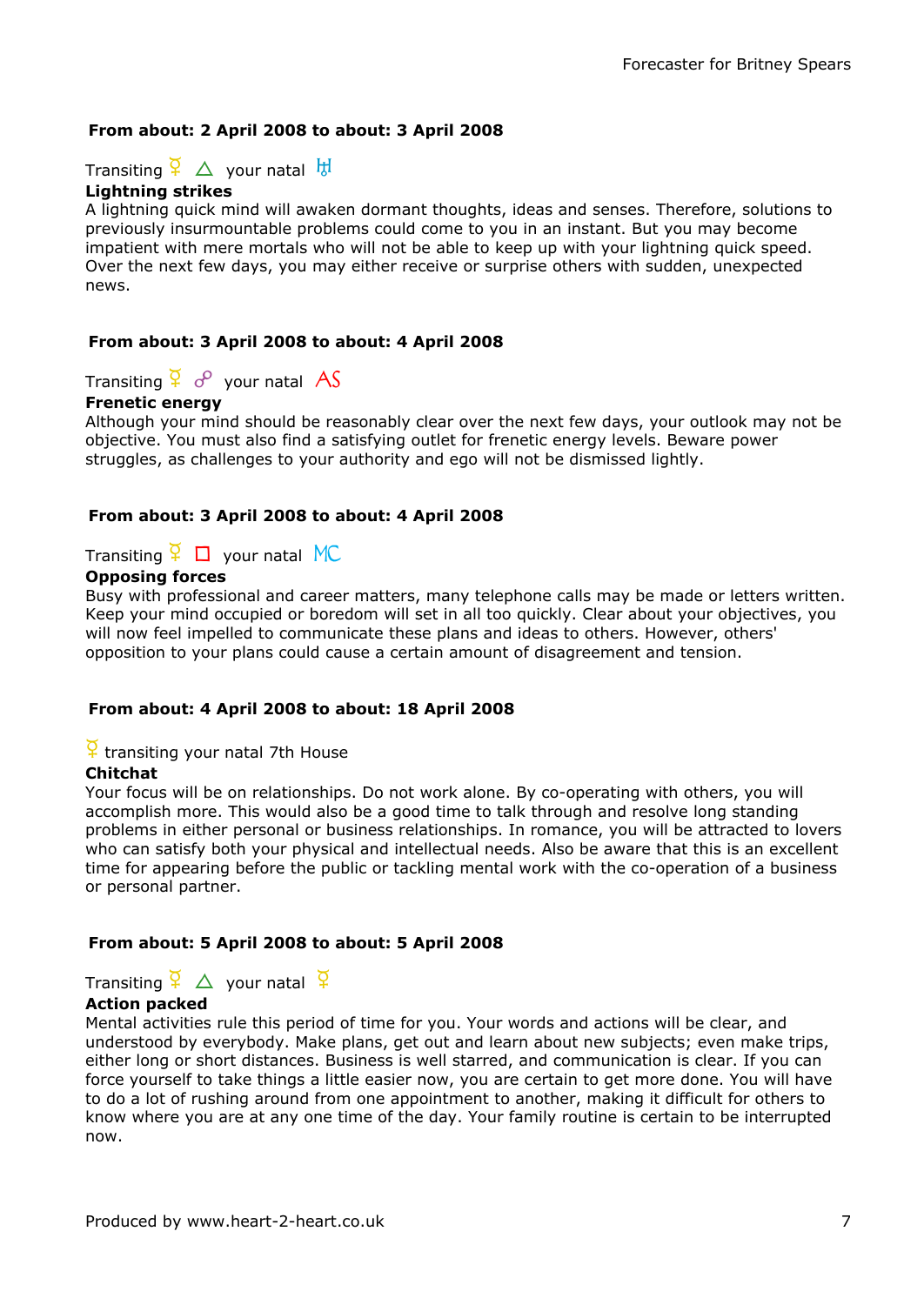**From about: 2 April 2008 to about: 3 April 2008**

Transiting ☿ △ your natal ♅

**Lightning strikes**

A lightning quick mind will awaken dormant thoughts, ideas and senses. Therefore, solutions to previously insurmountable problems could come to you in an instant. But you may become impatient with mere mortals who will not be able to keep up with your lightning quick speed. Over the next few days, you may either receive or surprise others with sudden, unexpected news.

**From about: 3 April 2008 to about: 4 April 2008**

Transiting ☿ ☍ your natal AS

**Frenetic energy**

Although your mind should be reasonably clear over the next few days, your outlook may not be objective. You must also find a satisfying outlet for frenetic energy levels. Beware power struggles, as challenges to your authority and ego will not be dismissed lightly.

**From about: 3 April 2008 to about: 4 April 2008**

Transiting ☿ □ your natal MC

**Opposing forces**

Busy with professional and career matters, many telephone calls may be made or letters written. Keep your mind occupied or boredom will set in all too quickly. Clear about your objectives, you will now feel impelled to communicate these plans and ideas to others. However, others' opposition to your plans could cause a certain amount of disagreement and tension.

**From about: 4 April 2008 to about: 18 April 2008**

☿ transiting your natal 7th House

**Chitchat**

Your focus will be on relationships. Do not work alone. By co-operating with others, you will accomplish more. This would also be a good time to talk through and resolve long standing problems in either personal or business relationships. In romance, you will be attracted to lovers who can satisfy both your physical and intellectual needs. Also be aware that this is an excellent time for appearing before the public or tackling mental work with the co-operation of a business or personal partner.

**From about: 5 April 2008 to about: 5 April 2008**

Transiting ☿ △ your natal ☿

**Action packed**

Mental activities rule this period of time for you. Your words and actions will be clear, and understood by everybody. Make plans, get out and learn about new subjects; even make trips, either long or short distances. Business is well starred, and communication is clear. If you can force yourself to take things a little easier now, you are certain to get more done. You will have to do a lot of rushing around from one appointment to another, making it difficult for others to know where you are at any one time of the day. Your family routine is certain to be interrupted now.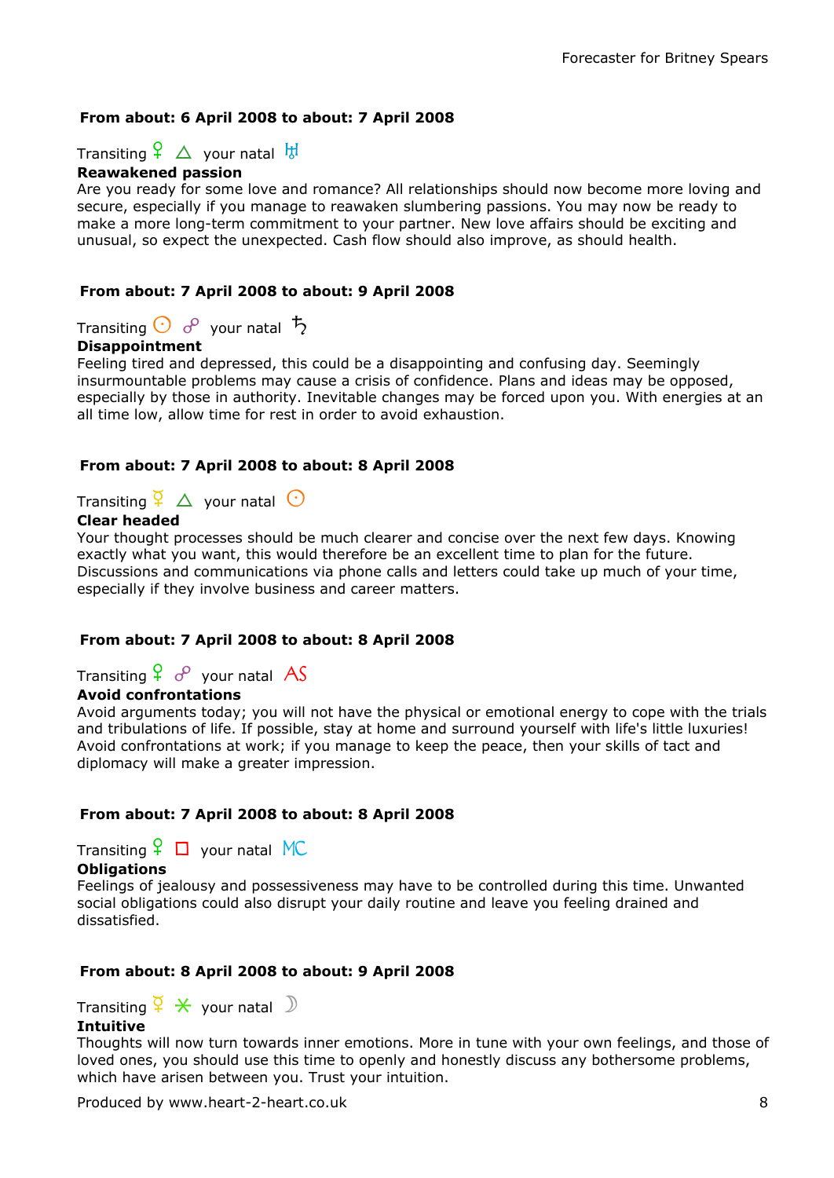**From about: 6 April 2008 to about: 7 April 2008**

Transiting ♀ △ your natal ♅
**Reawakened passion**
Are you ready for some love and romance? All relationships should now become more loving and secure, especially if you manage to reawaken slumbering passions. You may now be ready to make a more long-term commitment to your partner. New love affairs should be exciting and unusual, so expect the unexpected. Cash flow should also improve, as should health.

**From about: 7 April 2008 to about: 9 April 2008**

Transiting ☉ ☍ your natal ♄
**Disappointment**
Feeling tired and depressed, this could be a disappointing and confusing day. Seemingly insurmountable problems may cause a crisis of confidence. Plans and ideas may be opposed, especially by those in authority. Inevitable changes may be forced upon you. With energies at an all time low, allow time for rest in order to avoid exhaustion.

**From about: 7 April 2008 to about: 8 April 2008**

Transiting ☿ △ your natal ☉
**Clear headed**
Your thought processes should be much clearer and concise over the next few days. Knowing exactly what you want, this would therefore be an excellent time to plan for the future. Discussions and communications via phone calls and letters could take up much of your time, especially if they involve business and career matters.

**From about: 7 April 2008 to about: 8 April 2008**

Transiting ♀ ☍ your natal AS
**Avoid confrontations**
Avoid arguments today; you will not have the physical or emotional energy to cope with the trials and tribulations of life. If possible, stay at home and surround yourself with life's little luxuries! Avoid confrontations at work; if you manage to keep the peace, then your skills of tact and diplomacy will make a greater impression.

**From about: 7 April 2008 to about: 8 April 2008**

Transiting ♀ □ your natal MC
**Obligations**
Feelings of jealousy and possessiveness may have to be controlled during this time. Unwanted social obligations could also disrupt your daily routine and leave you feeling drained and dissatisfied.

**From about: 8 April 2008 to about: 9 April 2008**

Transiting ☿ ⚹ your natal ☽
**Intuitive**
Thoughts will now turn towards inner emotions. More in tune with your own feelings, and those of loved ones, you should use this time to openly and honestly discuss any bothersome problems, which have arisen between you. Trust your intuition.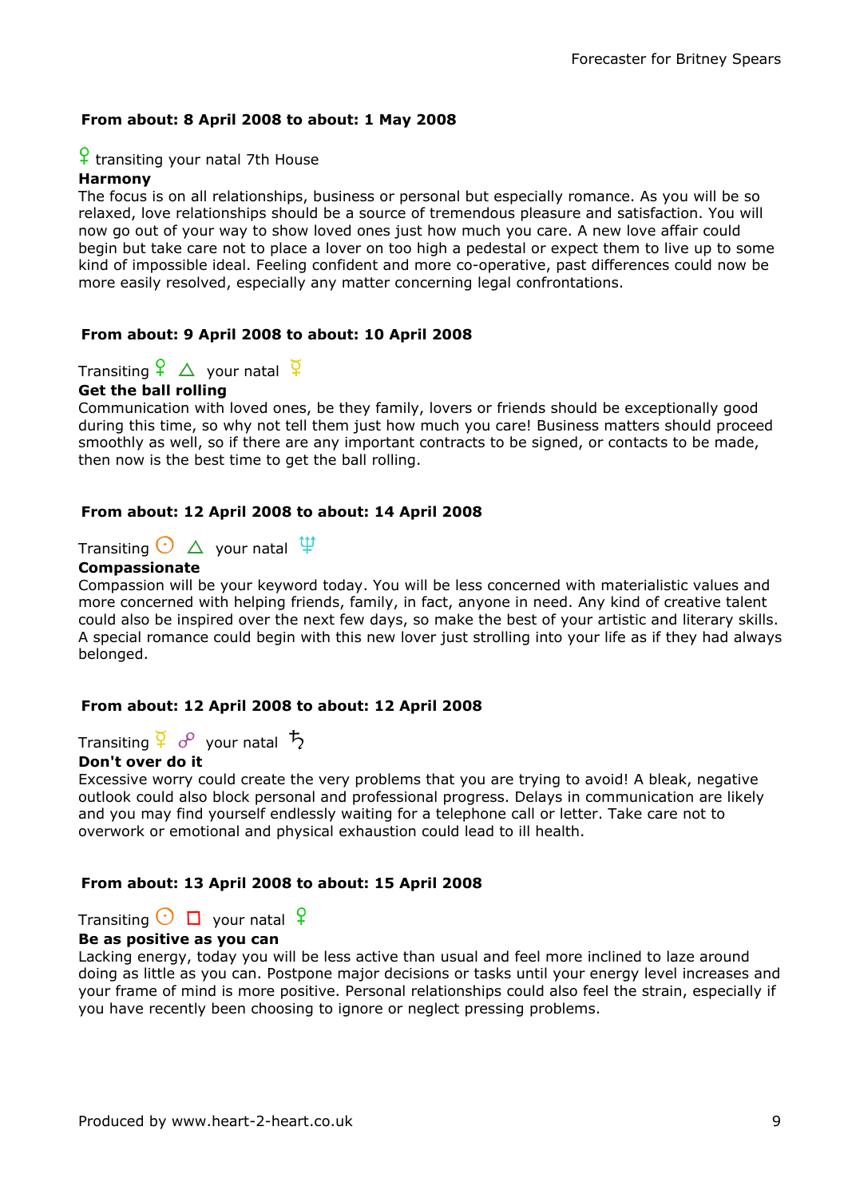**From about: 8 April 2008 to about: 1 May 2008**

♀ transiting your natal 7th House

**Harmony**

The focus is on all relationships, business or personal but especially romance. As you will be so relaxed, love relationships should be a source of tremendous pleasure and satisfaction. You will now go out of your way to show loved ones just how much you care. A new love affair could begin but take care not to place a lover on too high a pedestal or expect them to live up to some kind of impossible ideal. Feeling confident and more co-operative, past differences could now be more easily resolved, especially any matter concerning legal confrontations.

**From about: 9 April 2008 to about: 10 April 2008**

Transiting ♀ △ your natal ☿

**Get the ball rolling**

Communication with loved ones, be they family, lovers or friends should be exceptionally good during this time, so why not tell them just how much you care! Business matters should proceed smoothly as well, so if there are any important contracts to be signed, or contacts to be made, then now is the best time to get the ball rolling.

**From about: 12 April 2008 to about: 14 April 2008**

Transiting ☉ △ your natal ♆

**Compassionate**

Compassion will be your keyword today. You will be less concerned with materialistic values and more concerned with helping friends, family, in fact, anyone in need. Any kind of creative talent could also be inspired over the next few days, so make the best of your artistic and literary skills. A special romance could begin with this new lover just strolling into your life as if they had always belonged.

**From about: 12 April 2008 to about: 12 April 2008**

Transiting ☿ ☍ your natal ♄

**Don't over do it**

Excessive worry could create the very problems that you are trying to avoid! A bleak, negative outlook could also block personal and professional progress. Delays in communication are likely and you may find yourself endlessly waiting for a telephone call or letter. Take care not to overwork or emotional and physical exhaustion could lead to ill health.

**From about: 13 April 2008 to about: 15 April 2008**

Transiting ☉ □ your natal ♀

**Be as positive as you can**

Lacking energy, today you will be less active than usual and feel more inclined to laze around doing as little as you can. Postpone major decisions or tasks until your energy level increases and your frame of mind is more positive. Personal relationships could also feel the strain, especially if you have recently been choosing to ignore or neglect pressing problems.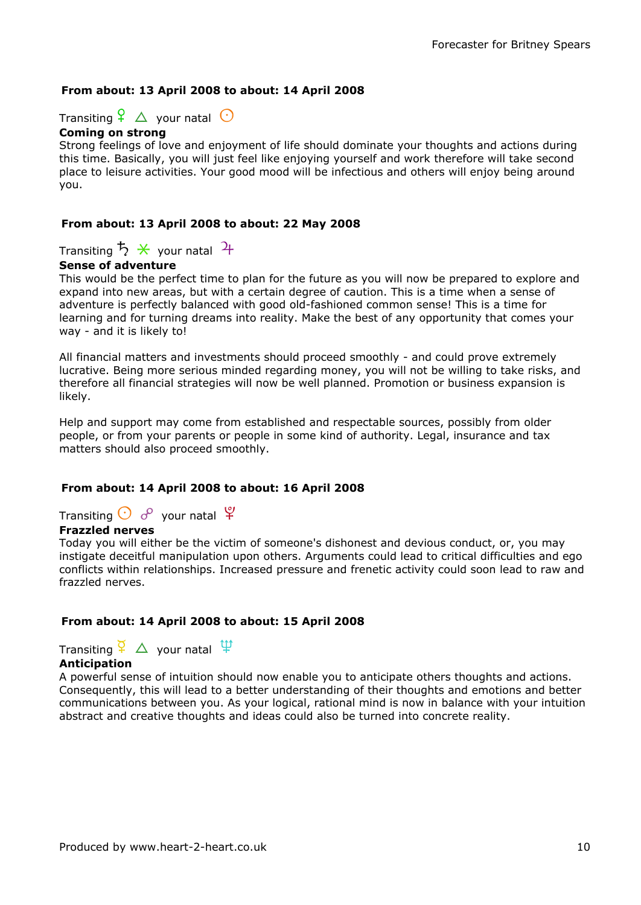**From about: 13 April 2008 to about: 14 April 2008**

Transiting ♀ △ your natal ☉
**Coming on strong**
Strong feelings of love and enjoyment of life should dominate your thoughts and actions during this time. Basically, you will just feel like enjoying yourself and work therefore will take second place to leisure activities. Your good mood will be infectious and others will enjoy being around you.

**From about: 13 April 2008 to about: 22 May 2008**

Transiting ♄ ⚹ your natal ♃
**Sense of adventure**
This would be the perfect time to plan for the future as you will now be prepared to explore and expand into new areas, but with a certain degree of caution. This is a time when a sense of adventure is perfectly balanced with good old-fashioned common sense! This is a time for learning and for turning dreams into reality. Make the best of any opportunity that comes your way - and it is likely to!

All financial matters and investments should proceed smoothly - and could prove extremely lucrative. Being more serious minded regarding money, you will not be willing to take risks, and therefore all financial strategies will now be well planned. Promotion or business expansion is likely.

Help and support may come from established and respectable sources, possibly from older people, or from your parents or people in some kind of authority. Legal, insurance and tax matters should also proceed smoothly.

**From about: 14 April 2008 to about: 16 April 2008**

Transiting ☉ ☍ your natal ♇
**Frazzled nerves**
Today you will either be the victim of someone's dishonest and devious conduct, or, you may instigate deceitful manipulation upon others. Arguments could lead to critical difficulties and ego conflicts within relationships. Increased pressure and frenetic activity could soon lead to raw and frazzled nerves.

**From about: 14 April 2008 to about: 15 April 2008**

Transiting ☿ △ your natal ♆
**Anticipation**
A powerful sense of intuition should now enable you to anticipate others thoughts and actions. Consequently, this will lead to a better understanding of their thoughts and emotions and better communications between you. As your logical, rational mind is now in balance with your intuition abstract and creative thoughts and ideas could also be turned into concrete reality.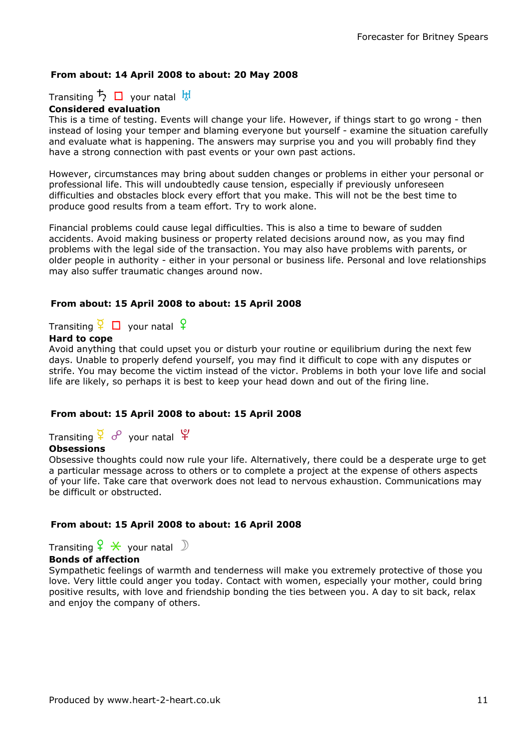### From about: 14 April 2008 to about: 20 May 2008

Transiting ♄ □ your natal ♅

**Considered evaluation**

This is a time of testing. Events will change your life. However, if things start to go wrong - then instead of losing your temper and blaming everyone but yourself - examine the situation carefully and evaluate what is happening. The answers may surprise you and you will probably find they have a strong connection with past events or your own past actions.

However, circumstances may bring about sudden changes or problems in either your personal or professional life. This will undoubtedly cause tension, especially if previously unforeseen difficulties and obstacles block every effort that you make. This will not be the best time to produce good results from a team effort. Try to work alone.

Financial problems could cause legal difficulties. This is also a time to beware of sudden accidents. Avoid making business or property related decisions around now, as you may find problems with the legal side of the transaction. You may also have problems with parents, or older people in authority - either in your personal or business life. Personal and love relationships may also suffer traumatic changes around now.

### From about: 15 April 2008 to about: 15 April 2008

Transiting ☿ □ your natal ♀

**Hard to cope**

Avoid anything that could upset you or disturb your routine or equilibrium during the next few days. Unable to properly defend yourself, you may find it difficult to cope with any disputes or strife. You may become the victim instead of the victor. Problems in both your love life and social life are likely, so perhaps it is best to keep your head down and out of the firing line.

### From about: 15 April 2008 to about: 15 April 2008

Transiting ☿ ☍ your natal ♇

**Obsessions**

Obsessive thoughts could now rule your life. Alternatively, there could be a desperate urge to get a particular message across to others or to complete a project at the expense of others aspects of your life. Take care that overwork does not lead to nervous exhaustion. Communications may be difficult or obstructed.

### From about: 15 April 2008 to about: 16 April 2008

Transiting ♀ ⚹ your natal ☽

**Bonds of affection**

Sympathetic feelings of warmth and tenderness will make you extremely protective of those you love. Very little could anger you today. Contact with women, especially your mother, could bring positive results, with love and friendship bonding the ties between you. A day to sit back, relax and enjoy the company of others.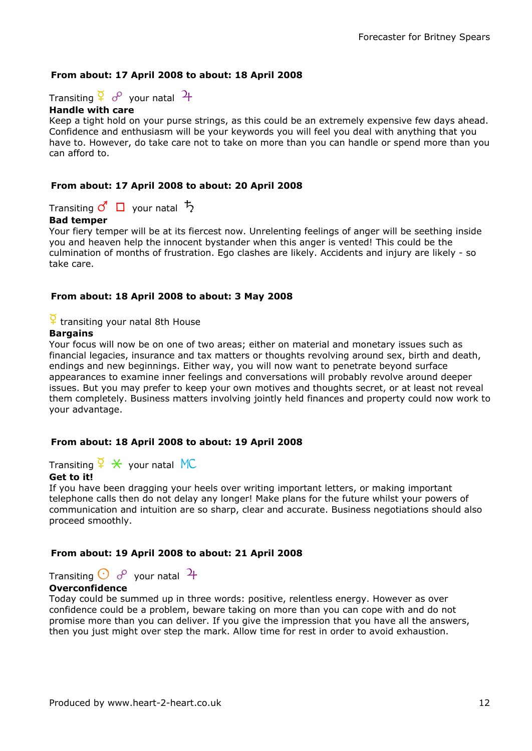### From about: 17 April 2008 to about: 18 April 2008

Transiting ☿ ☍ your natal ♃

**Handle with care**

Keep a tight hold on your purse strings, as this could be an extremely expensive few days ahead. Confidence and enthusiasm will be your keywords you will feel you deal with anything that you have to. However, do take care not to take on more than you can handle or spend more than you can afford to.

### From about: 17 April 2008 to about: 20 April 2008

Transiting ♂ □ your natal ♄

**Bad temper**

Your fiery temper will be at its fiercest now. Unrelenting feelings of anger will be seething inside you and heaven help the innocent bystander when this anger is vented! This could be the culmination of months of frustration. Ego clashes are likely. Accidents and injury are likely - so take care.

### From about: 18 April 2008 to about: 3 May 2008

☿ transiting your natal 8th House

**Bargains**

Your focus will now be on one of two areas; either on material and monetary issues such as financial legacies, insurance and tax matters or thoughts revolving around sex, birth and death, endings and new beginnings. Either way, you will now want to penetrate beyond surface appearances to examine inner feelings and conversations will probably revolve around deeper issues. But you may prefer to keep your own motives and thoughts secret, or at least not reveal them completely. Business matters involving jointly held finances and property could now work to your advantage.

### From about: 18 April 2008 to about: 19 April 2008

Transiting ☿ ⚹ your natal MC

**Get to it!**

If you have been dragging your heels over writing important letters, or making important telephone calls then do not delay any longer! Make plans for the future whilst your powers of communication and intuition are so sharp, clear and accurate. Business negotiations should also proceed smoothly.

### From about: 19 April 2008 to about: 21 April 2008

Transiting ☉ ☍ your natal ♃

**Overconfidence**

Today could be summed up in three words: positive, relentless energy. However as over confidence could be a problem, beware taking on more than you can cope with and do not promise more than you can deliver. If you give the impression that you have all the answers, then you just might over step the mark. Allow time for rest in order to avoid exhaustion.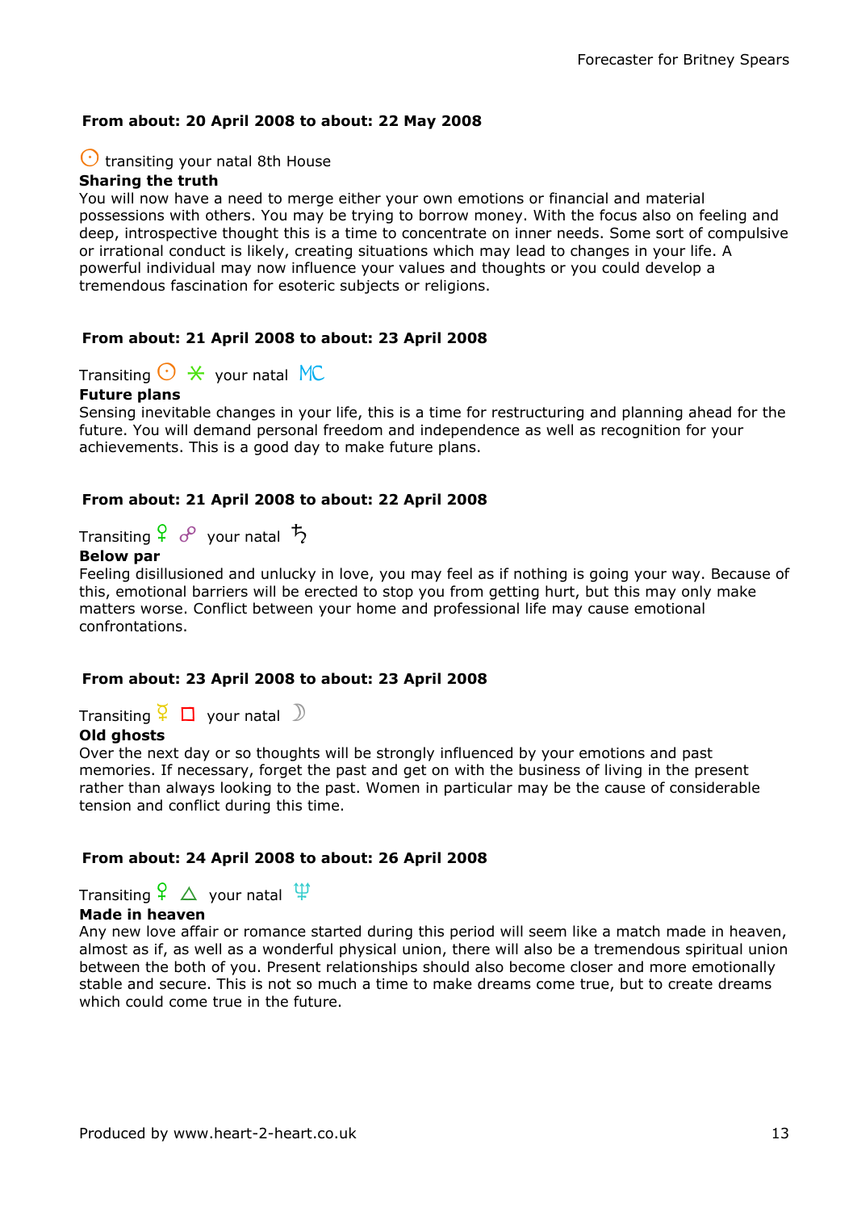**From about: 20 April 2008 to about: 22 May 2008**

☉ transiting your natal 8th House

**Sharing the truth**

You will now have a need to merge either your own emotions or financial and material possessions with others. You may be trying to borrow money. With the focus also on feeling and deep, introspective thought this is a time to concentrate on inner needs. Some sort of compulsive or irrational conduct is likely, creating situations which may lead to changes in your life. A powerful individual may now influence your values and thoughts or you could develop a tremendous fascination for esoteric subjects or religions.

**From about: 21 April 2008 to about: 23 April 2008**

Transiting ☉ ⚹ your natal MC

**Future plans**

Sensing inevitable changes in your life, this is a time for restructuring and planning ahead for the future. You will demand personal freedom and independence as well as recognition for your achievements. This is a good day to make future plans.

**From about: 21 April 2008 to about: 22 April 2008**

Transiting ♀ ☍ your natal ♄

**Below par**

Feeling disillusioned and unlucky in love, you may feel as if nothing is going your way. Because of this, emotional barriers will be erected to stop you from getting hurt, but this may only make matters worse. Conflict between your home and professional life may cause emotional confrontations.

**From about: 23 April 2008 to about: 23 April 2008**

Transiting ☿ □ your natal ☽

**Old ghosts**

Over the next day or so thoughts will be strongly influenced by your emotions and past memories. If necessary, forget the past and get on with the business of living in the present rather than always looking to the past. Women in particular may be the cause of considerable tension and conflict during this time.

**From about: 24 April 2008 to about: 26 April 2008**

Transiting ♀ △ your natal ♆

**Made in heaven**

Any new love affair or romance started during this period will seem like a match made in heaven, almost as if, as well as a wonderful physical union, there will also be a tremendous spiritual union between the both of you. Present relationships should also become closer and more emotionally stable and secure. This is not so much a time to make dreams come true, but to create dreams which could come true in the future.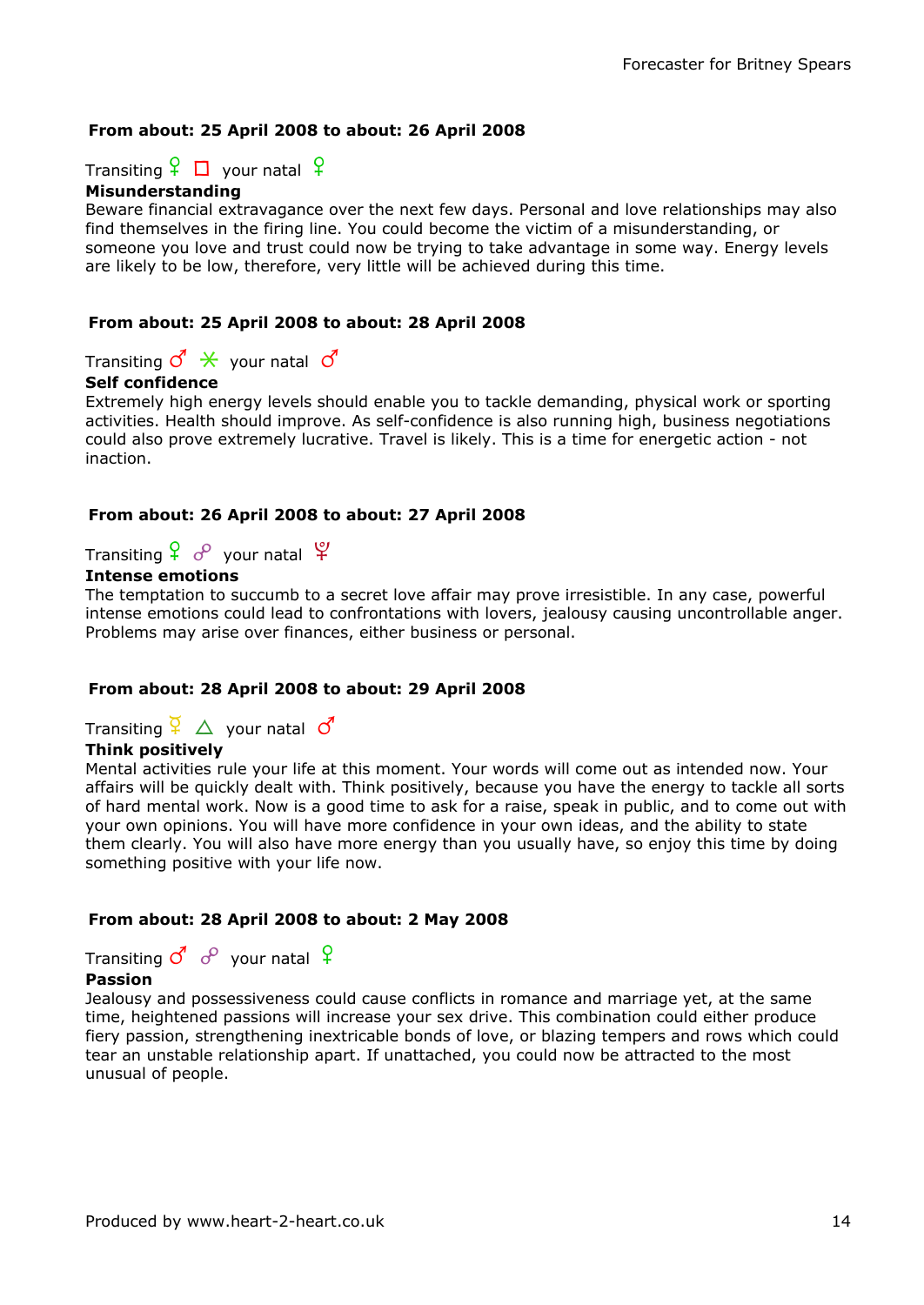### From about: 25 April 2008 to about: 26 April 2008

Transiting ♀ □ your natal ♀

**Misunderstanding**

Beware financial extravagance over the next few days. Personal and love relationships may also find themselves in the firing line. You could become the victim of a misunderstanding, or someone you love and trust could now be trying to take advantage in some way. Energy levels are likely to be low, therefore, very little will be achieved during this time.

### From about: 25 April 2008 to about: 28 April 2008

Transiting ♂ ⚹ your natal ♂

**Self confidence**

Extremely high energy levels should enable you to tackle demanding, physical work or sporting activities. Health should improve. As self-confidence is also running high, business negotiations could also prove extremely lucrative. Travel is likely. This is a time for energetic action - not inaction.

### From about: 26 April 2008 to about: 27 April 2008

Transiting ♀ ☍ your natal ♇

**Intense emotions**

The temptation to succumb to a secret love affair may prove irresistible. In any case, powerful intense emotions could lead to confrontations with lovers, jealousy causing uncontrollable anger. Problems may arise over finances, either business or personal.

### From about: 28 April 2008 to about: 29 April 2008

Transiting ☿ △ your natal ♂

**Think positively**

Mental activities rule your life at this moment. Your words will come out as intended now. Your affairs will be quickly dealt with. Think positively, because you have the energy to tackle all sorts of hard mental work. Now is a good time to ask for a raise, speak in public, and to come out with your own opinions. You will have more confidence in your own ideas, and the ability to state them clearly. You will also have more energy than you usually have, so enjoy this time by doing something positive with your life now.

### From about: 28 April 2008 to about: 2 May 2008

Transiting ♂ ☍ your natal ♀

**Passion**

Jealousy and possessiveness could cause conflicts in romance and marriage yet, at the same time, heightened passions will increase your sex drive. This combination could either produce fiery passion, strengthening inextricable bonds of love, or blazing tempers and rows which could tear an unstable relationship apart. If unattached, you could now be attracted to the most unusual of people.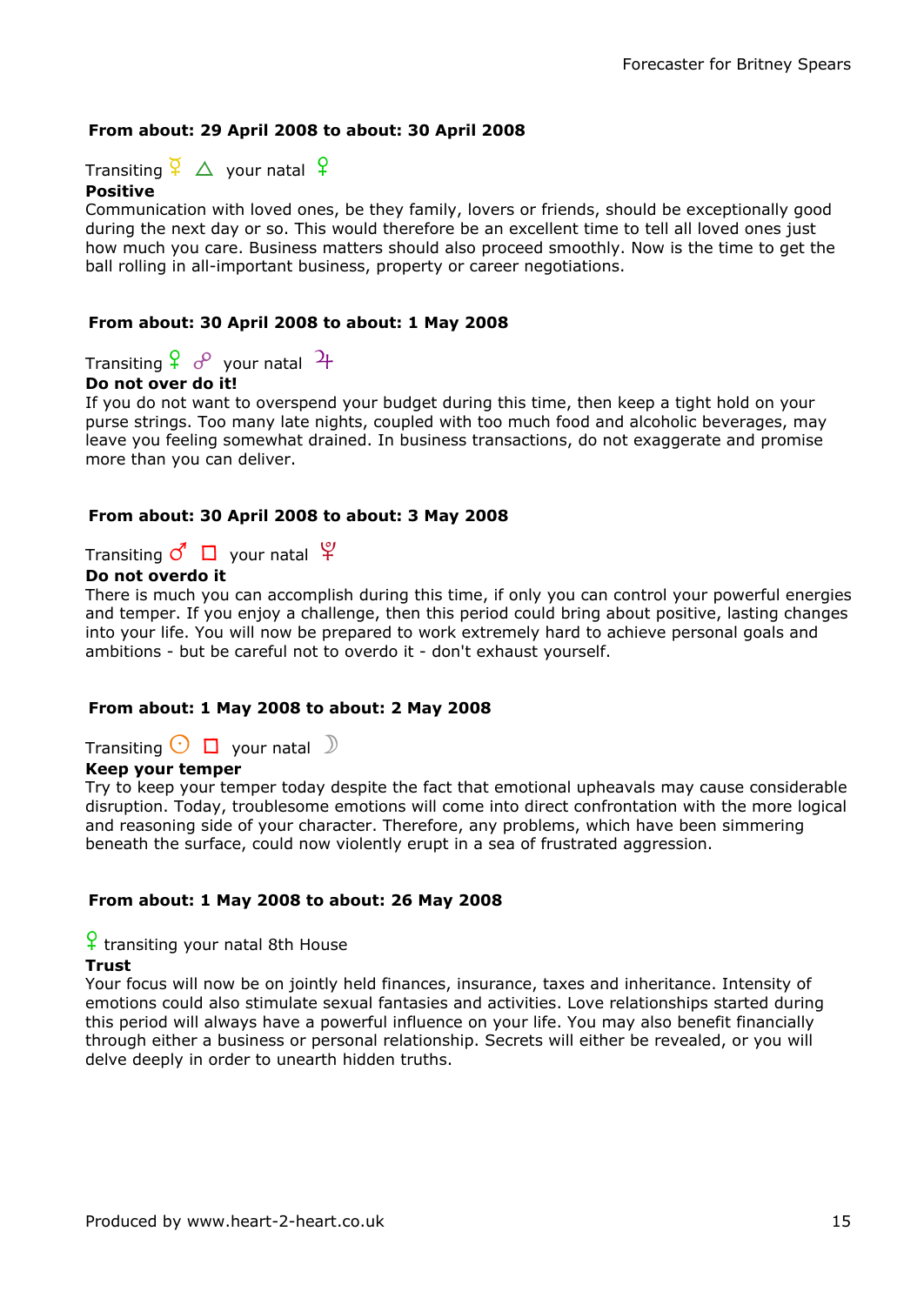**From about: 29 April 2008 to about: 30 April 2008**

Transiting ☿ △ your natal ♀
**Positive**
Communication with loved ones, be they family, lovers or friends, should be exceptionally good during the next day or so. This would therefore be an excellent time to tell all loved ones just how much you care. Business matters should also proceed smoothly. Now is the time to get the ball rolling in all-important business, property or career negotiations.

**From about: 30 April 2008 to about: 1 May 2008**

Transiting ♀ ☍ your natal ♃
**Do not over do it!**
If you do not want to overspend your budget during this time, then keep a tight hold on your purse strings. Too many late nights, coupled with too much food and alcoholic beverages, may leave you feeling somewhat drained. In business transactions, do not exaggerate and promise more than you can deliver.

**From about: 30 April 2008 to about: 3 May 2008**

Transiting ♂ □ your natal ♇
**Do not overdo it**
There is much you can accomplish during this time, if only you can control your powerful energies and temper. If you enjoy a challenge, then this period could bring about positive, lasting changes into your life. You will now be prepared to work extremely hard to achieve personal goals and ambitions - but be careful not to overdo it - don't exhaust yourself.

**From about: 1 May 2008 to about: 2 May 2008**

Transiting ☉ □ your natal ☽
**Keep your temper**
Try to keep your temper today despite the fact that emotional upheavals may cause considerable disruption. Today, troublesome emotions will come into direct confrontation with the more logical and reasoning side of your character. Therefore, any problems, which have been simmering beneath the surface, could now violently erupt in a sea of frustrated aggression.

**From about: 1 May 2008 to about: 26 May 2008**

♀ transiting your natal 8th House
**Trust**
Your focus will now be on jointly held finances, insurance, taxes and inheritance. Intensity of emotions could also stimulate sexual fantasies and activities. Love relationships started during this period will always have a powerful influence on your life. You may also benefit financially through either a business or personal relationship. Secrets will either be revealed, or you will delve deeply in order to unearth hidden truths.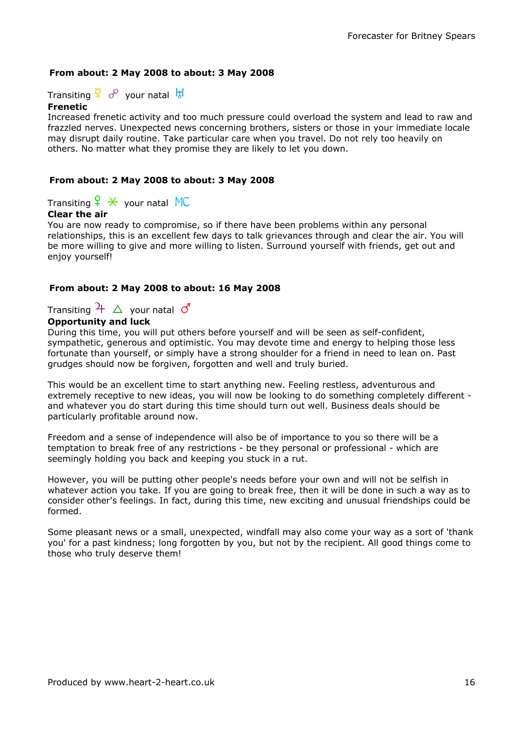**From about: 2 May 2008 to about: 3 May 2008**

Transiting ☿ ☍ your natal ♅

**Frenetic**

Increased frenetic activity and too much pressure could overload the system and lead to raw and frazzled nerves. Unexpected news concerning brothers, sisters or those in your immediate locale may disrupt daily routine. Take particular care when you travel. Do not rely too heavily on others. No matter what they promise they are likely to let you down.

**From about: 2 May 2008 to about: 3 May 2008**

Transiting ♀ ⚹ your natal MC

**Clear the air**

You are now ready to compromise, so if there have been problems within any personal relationships, this is an excellent few days to talk grievances through and clear the air. You will be more willing to give and more willing to listen. Surround yourself with friends, get out and enjoy yourself!

**From about: 2 May 2008 to about: 16 May 2008**

Transiting ♃ △ your natal ♂

**Opportunity and luck**

During this time, you will put others before yourself and will be seen as self-confident, sympathetic, generous and optimistic. You may devote time and energy to helping those less fortunate than yourself, or simply have a strong shoulder for a friend in need to lean on. Past grudges should now be forgiven, forgotten and well and truly buried.

This would be an excellent time to start anything new. Feeling restless, adventurous and extremely receptive to new ideas, you will now be looking to do something completely different - and whatever you do start during this time should turn out well. Business deals should be particularly profitable around now.

Freedom and a sense of independence will also be of importance to you so there will be a temptation to break free of any restrictions - be they personal or professional - which are seemingly holding you back and keeping you stuck in a rut.

However, you will be putting other people's needs before your own and will not be selfish in whatever action you take. If you are going to break free, then it will be done in such a way as to consider other's feelings. In fact, during this time, new exciting and unusual friendships could be formed.

Some pleasant news or a small, unexpected, windfall may also come your way as a sort of 'thank you' for a past kindness; long forgotten by you, but not by the recipient. All good things come to those who truly deserve them!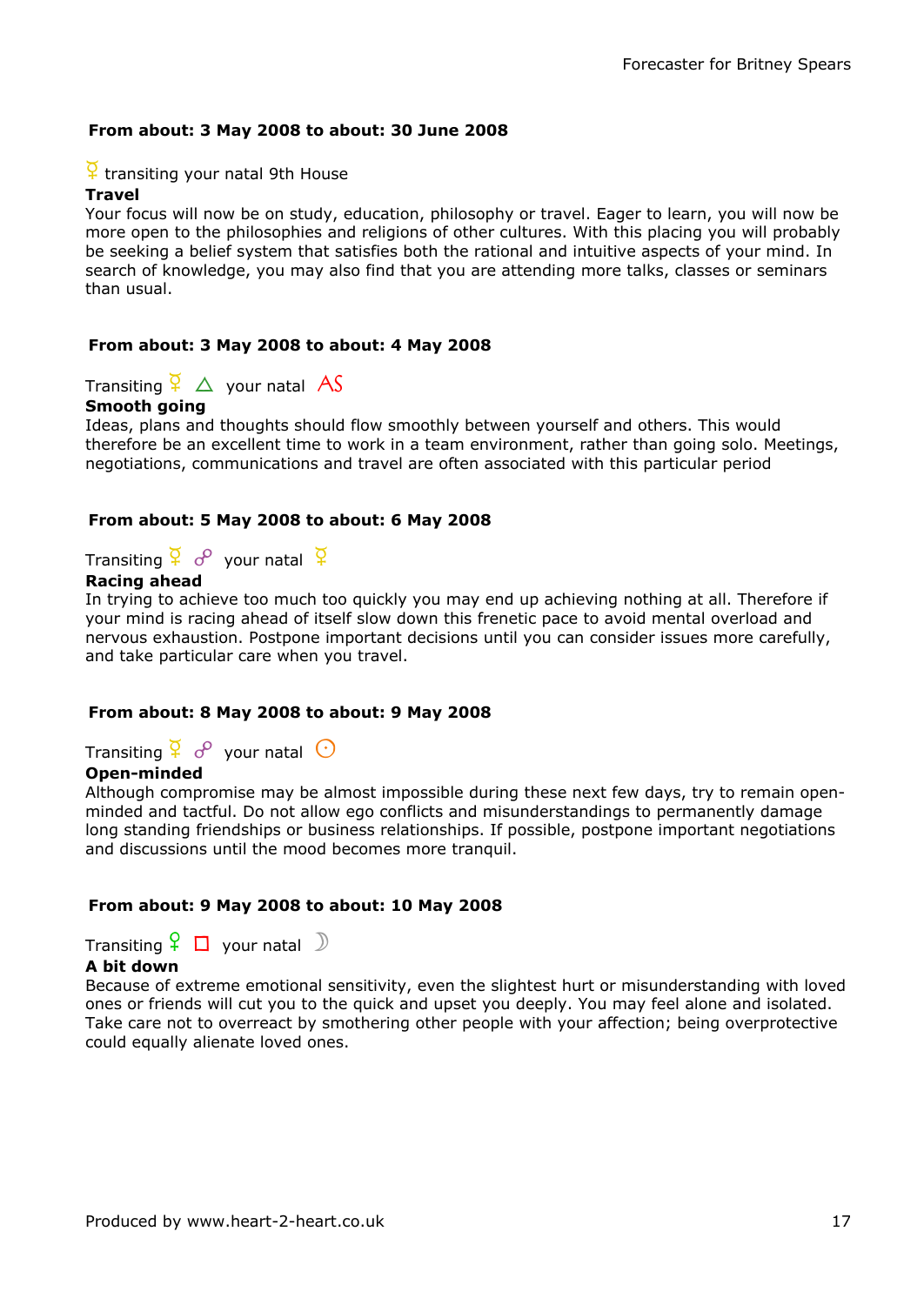**From about: 3 May 2008 to about: 30 June 2008**

☿ transiting your natal 9th House
**Travel**
Your focus will now be on study, education, philosophy or travel. Eager to learn, you will now be more open to the philosophies and religions of other cultures. With this placing you will probably be seeking a belief system that satisfies both the rational and intuitive aspects of your mind. In search of knowledge, you may also find that you are attending more talks, classes or seminars than usual.

**From about: 3 May 2008 to about: 4 May 2008**

Transiting ☿ △ your natal AS
**Smooth going**
Ideas, plans and thoughts should flow smoothly between yourself and others. This would therefore be an excellent time to work in a team environment, rather than going solo. Meetings, negotiations, communications and travel are often associated with this particular period

**From about: 5 May 2008 to about: 6 May 2008**

Transiting ☿ ☍ your natal ☿
**Racing ahead**
In trying to achieve too much too quickly you may end up achieving nothing at all. Therefore if your mind is racing ahead of itself slow down this frenetic pace to avoid mental overload and nervous exhaustion. Postpone important decisions until you can consider issues more carefully, and take particular care when you travel.

**From about: 8 May 2008 to about: 9 May 2008**

Transiting ☿ ☍ your natal ☉
**Open-minded**
Although compromise may be almost impossible during these next few days, try to remain open-minded and tactful. Do not allow ego conflicts and misunderstandings to permanently damage long standing friendships or business relationships. If possible, postpone important negotiations and discussions until the mood becomes more tranquil.

**From about: 9 May 2008 to about: 10 May 2008**

Transiting ♀ □ your natal ☽
**A bit down**
Because of extreme emotional sensitivity, even the slightest hurt or misunderstanding with loved ones or friends will cut you to the quick and upset you deeply. You may feel alone and isolated. Take care not to overreact by smothering other people with your affection; being overprotective could equally alienate loved ones.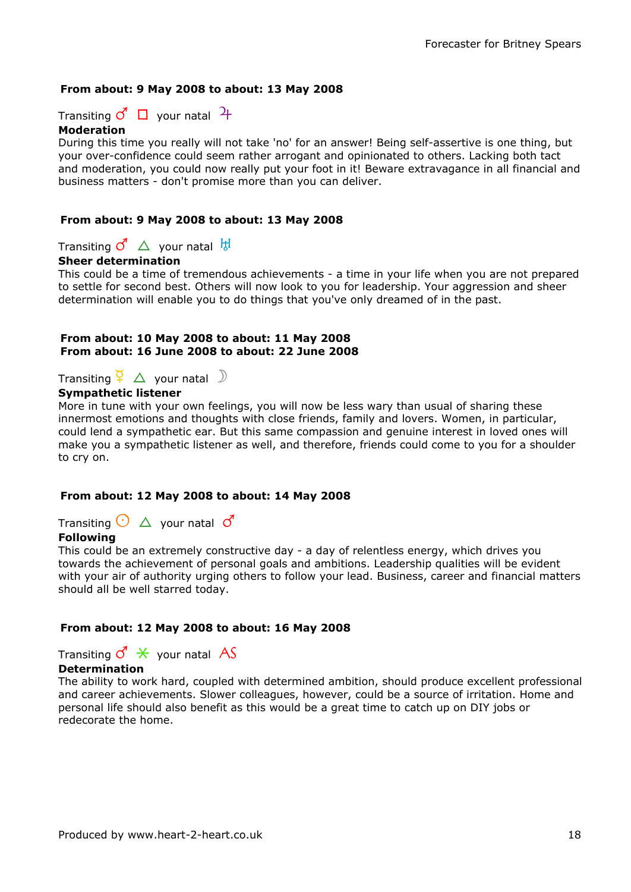**From about: 9 May 2008 to about: 13 May 2008**

Transiting ♂ □ your natal ♃
**Moderation**
During this time you really will not take 'no' for an answer! Being self-assertive is one thing, but your over-confidence could seem rather arrogant and opinionated to others. Lacking both tact and moderation, you could now really put your foot in it! Beware extravagance in all financial and business matters - don't promise more than you can deliver.

**From about: 9 May 2008 to about: 13 May 2008**

Transiting ♂ △ your natal ♅
**Sheer determination**
This could be a time of tremendous achievements - a time in your life when you are not prepared to settle for second best. Others will now look to you for leadership. Your aggression and sheer determination will enable you to do things that you've only dreamed of in the past.

**From about: 10 May 2008 to about: 11 May 2008**
**From about: 16 June 2008 to about: 22 June 2008**

Transiting ☿ △ your natal ☽
**Sympathetic listener**
More in tune with your own feelings, you will now be less wary than usual of sharing these innermost emotions and thoughts with close friends, family and lovers. Women, in particular, could lend a sympathetic ear. But this same compassion and genuine interest in loved ones will make you a sympathetic listener as well, and therefore, friends could come to you for a shoulder to cry on.

**From about: 12 May 2008 to about: 14 May 2008**

Transiting ☉ △ your natal ♂
**Following**
This could be an extremely constructive day - a day of relentless energy, which drives you towards the achievement of personal goals and ambitions. Leadership qualities will be evident with your air of authority urging others to follow your lead. Business, career and financial matters should all be well starred today.

**From about: 12 May 2008 to about: 16 May 2008**

Transiting ♂ ⚹ your natal AS
**Determination**
The ability to work hard, coupled with determined ambition, should produce excellent professional and career achievements. Slower colleagues, however, could be a source of irritation. Home and personal life should also benefit as this would be a great time to catch up on DIY jobs or redecorate the home.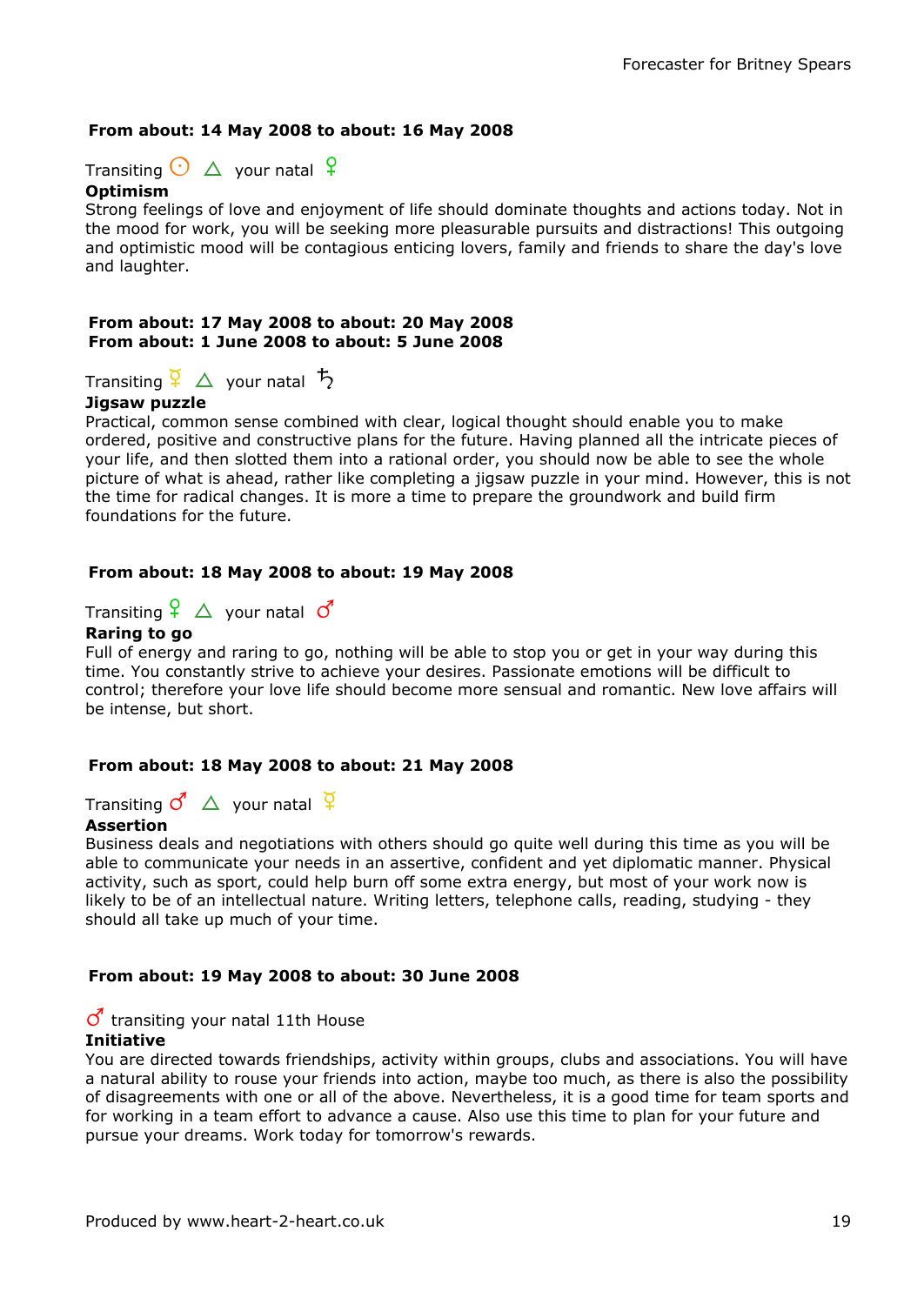**From about: 14 May 2008 to about: 16 May 2008**

Transiting ☉ △ your natal ♀

**Optimism**

Strong feelings of love and enjoyment of life should dominate thoughts and actions today. Not in the mood for work, you will be seeking more pleasurable pursuits and distractions! This outgoing and optimistic mood will be contagious enticing lovers, family and friends to share the day's love and laughter.

**From about: 17 May 2008 to about: 20 May 2008**
**From about: 1 June 2008 to about: 5 June 2008**

Transiting ☿ △ your natal ♄

**Jigsaw puzzle**

Practical, common sense combined with clear, logical thought should enable you to make ordered, positive and constructive plans for the future. Having planned all the intricate pieces of your life, and then slotted them into a rational order, you should now be able to see the whole picture of what is ahead, rather like completing a jigsaw puzzle in your mind. However, this is not the time for radical changes. It is more a time to prepare the groundwork and build firm foundations for the future.

**From about: 18 May 2008 to about: 19 May 2008**

Transiting ♀ △ your natal ♂

**Raring to go**

Full of energy and raring to go, nothing will be able to stop you or get in your way during this time. You constantly strive to achieve your desires. Passionate emotions will be difficult to control; therefore your love life should become more sensual and romantic. New love affairs will be intense, but short.

**From about: 18 May 2008 to about: 21 May 2008**

Transiting ♂ △ your natal ☿

**Assertion**

Business deals and negotiations with others should go quite well during this time as you will be able to communicate your needs in an assertive, confident and yet diplomatic manner. Physical activity, such as sport, could help burn off some extra energy, but most of your work now is likely to be of an intellectual nature. Writing letters, telephone calls, reading, studying - they should all take up much of your time.

**From about: 19 May 2008 to about: 30 June 2008**

♂ transiting your natal 11th House

**Initiative**

You are directed towards friendships, activity within groups, clubs and associations. You will have a natural ability to rouse your friends into action, maybe too much, as there is also the possibility of disagreements with one or all of the above. Nevertheless, it is a good time for team sports and for working in a team effort to advance a cause. Also use this time to plan for your future and pursue your dreams. Work today for tomorrow's rewards.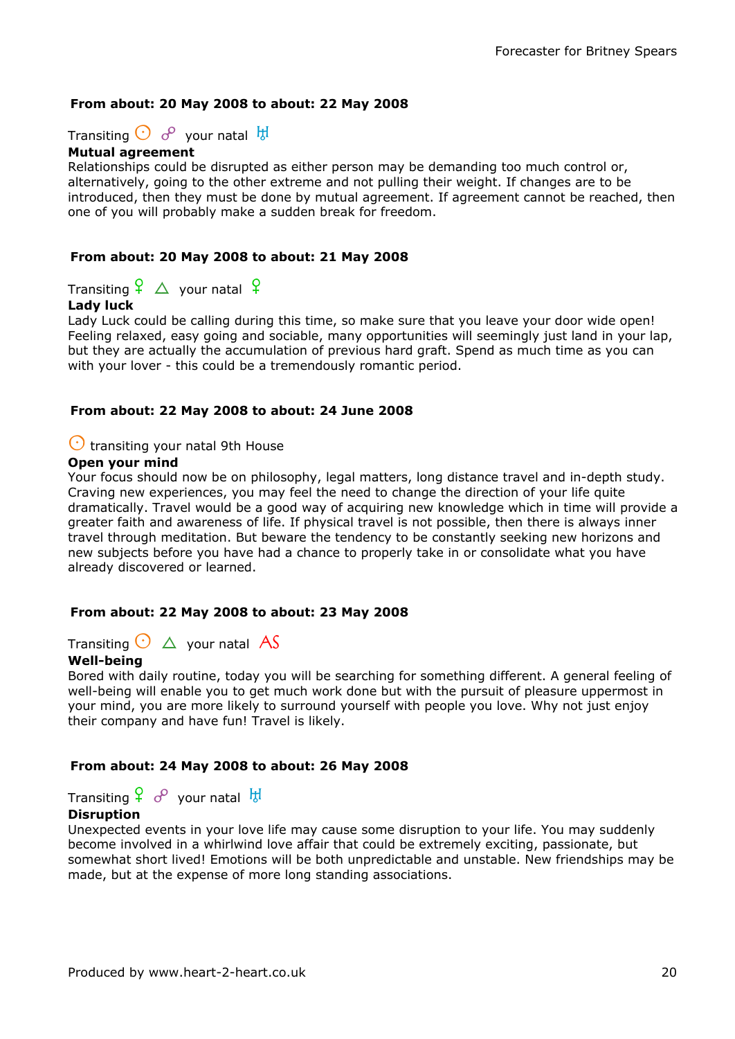**From about: 20 May 2008 to about: 22 May 2008**

Transiting ☉ ☍ your natal ♅
**Mutual agreement**
Relationships could be disrupted as either person may be demanding too much control or, alternatively, going to the other extreme and not pulling their weight. If changes are to be introduced, then they must be done by mutual agreement. If agreement cannot be reached, then one of you will probably make a sudden break for freedom.

**From about: 20 May 2008 to about: 21 May 2008**

Transiting ♀ △ your natal ♀
**Lady luck**
Lady Luck could be calling during this time, so make sure that you leave your door wide open! Feeling relaxed, easy going and sociable, many opportunities will seemingly just land in your lap, but they are actually the accumulation of previous hard graft. Spend as much time as you can with your lover - this could be a tremendously romantic period.

**From about: 22 May 2008 to about: 24 June 2008**

☉ transiting your natal 9th House
**Open your mind**
Your focus should now be on philosophy, legal matters, long distance travel and in-depth study. Craving new experiences, you may feel the need to change the direction of your life quite dramatically. Travel would be a good way of acquiring new knowledge which in time will provide a greater faith and awareness of life. If physical travel is not possible, then there is always inner travel through meditation. But beware the tendency to be constantly seeking new horizons and new subjects before you have had a chance to properly take in or consolidate what you have already discovered or learned.

**From about: 22 May 2008 to about: 23 May 2008**

Transiting ☉ △ your natal AS
**Well-being**
Bored with daily routine, today you will be searching for something different. A general feeling of well-being will enable you to get much work done but with the pursuit of pleasure uppermost in your mind, you are more likely to surround yourself with people you love. Why not just enjoy their company and have fun! Travel is likely.

**From about: 24 May 2008 to about: 26 May 2008**

Transiting ♀ ☍ your natal ♅
**Disruption**
Unexpected events in your love life may cause some disruption to your life. You may suddenly become involved in a whirlwind love affair that could be extremely exciting, passionate, but somewhat short lived! Emotions will be both unpredictable and unstable. New friendships may be made, but at the expense of more long standing associations.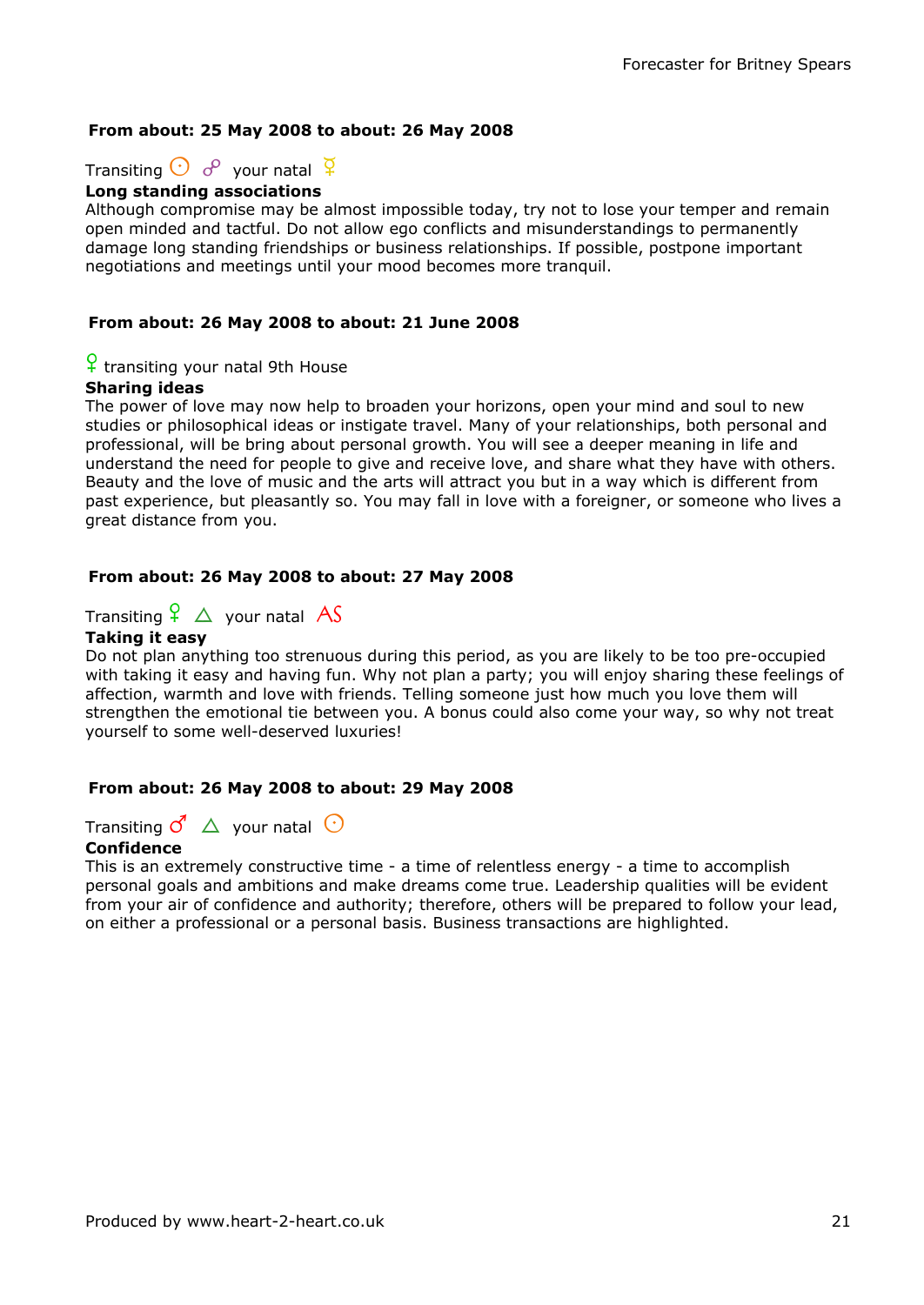**From about: 25 May 2008 to about: 26 May 2008**

Transiting ☉ ☍ your natal ☿
**Long standing associations**
Although compromise may be almost impossible today, try not to lose your temper and remain open minded and tactful. Do not allow ego conflicts and misunderstandings to permanently damage long standing friendships or business relationships. If possible, postpone important negotiations and meetings until your mood becomes more tranquil.

**From about: 26 May 2008 to about: 21 June 2008**

♀ transiting your natal 9th House
**Sharing ideas**
The power of love may now help to broaden your horizons, open your mind and soul to new studies or philosophical ideas or instigate travel. Many of your relationships, both personal and professional, will be bring about personal growth. You will see a deeper meaning in life and understand the need for people to give and receive love, and share what they have with others. Beauty and the love of music and the arts will attract you but in a way which is different from past experience, but pleasantly so. You may fall in love with a foreigner, or someone who lives a great distance from you.

**From about: 26 May 2008 to about: 27 May 2008**

Transiting ♀ △ your natal AS
**Taking it easy**
Do not plan anything too strenuous during this period, as you are likely to be too pre-occupied with taking it easy and having fun. Why not plan a party; you will enjoy sharing these feelings of affection, warmth and love with friends. Telling someone just how much you love them will strengthen the emotional tie between you. A bonus could also come your way, so why not treat yourself to some well-deserved luxuries!

**From about: 26 May 2008 to about: 29 May 2008**

Transiting ♂ △ your natal ☉
**Confidence**
This is an extremely constructive time - a time of relentless energy - a time to accomplish personal goals and ambitions and make dreams come true. Leadership qualities will be evident from your air of confidence and authority; therefore, others will be prepared to follow your lead, on either a professional or a personal basis. Business transactions are highlighted.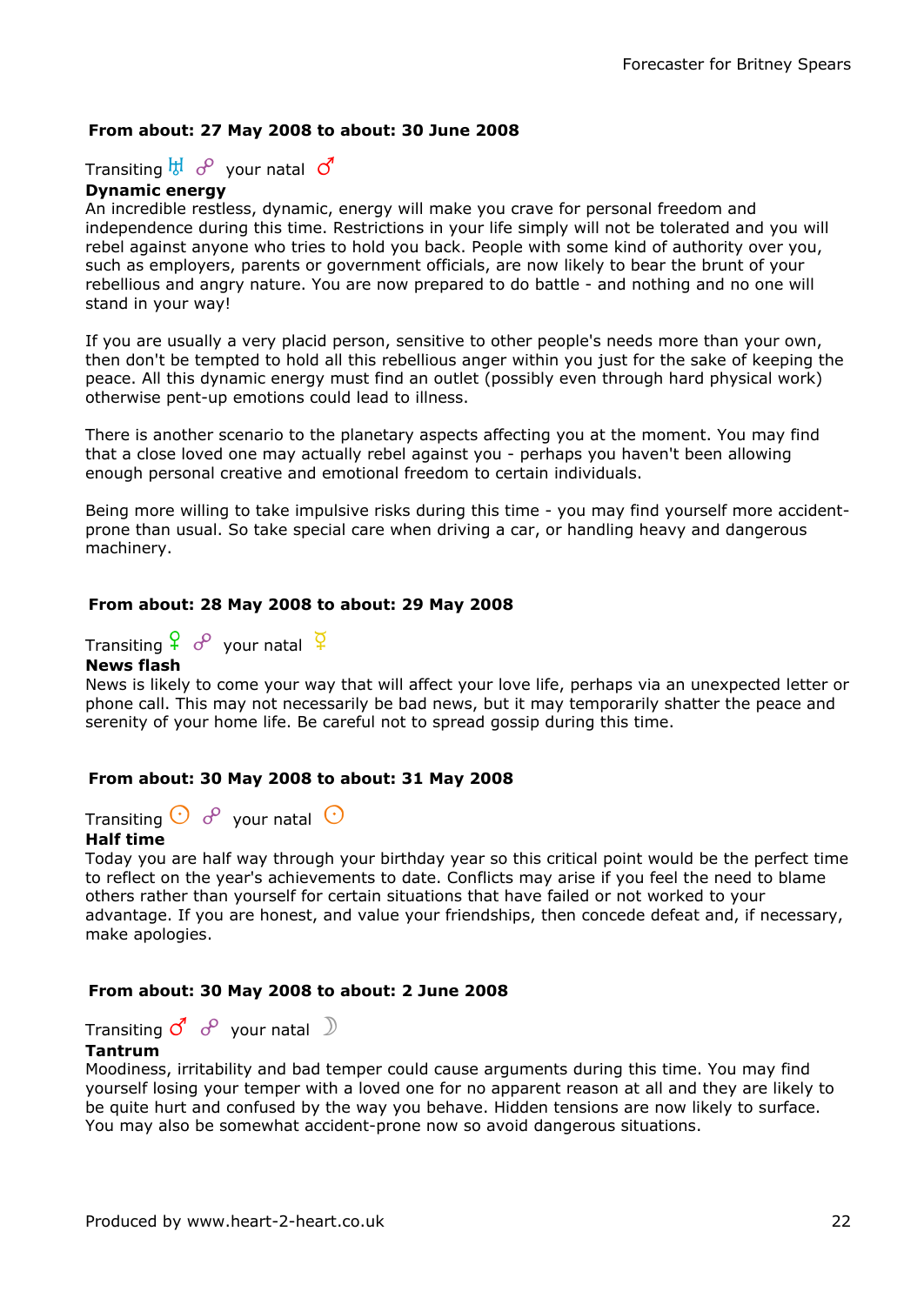**From about: 27 May 2008 to about: 30 June 2008**

Transiting ♅ ☍ your natal ♂

**Dynamic energy**

An incredible restless, dynamic, energy will make you crave for personal freedom and independence during this time. Restrictions in your life simply will not be tolerated and you will rebel against anyone who tries to hold you back. People with some kind of authority over you, such as employers, parents or government officials, are now likely to bear the brunt of your rebellious and angry nature. You are now prepared to do battle - and nothing and no one will stand in your way!

If you are usually a very placid person, sensitive to other people's needs more than your own, then don't be tempted to hold all this rebellious anger within you just for the sake of keeping the peace. All this dynamic energy must find an outlet (possibly even through hard physical work) otherwise pent-up emotions could lead to illness.

There is another scenario to the planetary aspects affecting you at the moment. You may find that a close loved one may actually rebel against you - perhaps you haven't been allowing enough personal creative and emotional freedom to certain individuals.

Being more willing to take impulsive risks during this time - you may find yourself more accident-prone than usual. So take special care when driving a car, or handling heavy and dangerous machinery.

**From about: 28 May 2008 to about: 29 May 2008**

Transiting ♀ ☍ your natal ☿

**News flash**

News is likely to come your way that will affect your love life, perhaps via an unexpected letter or phone call. This may not necessarily be bad news, but it may temporarily shatter the peace and serenity of your home life. Be careful not to spread gossip during this time.

**From about: 30 May 2008 to about: 31 May 2008**

Transiting ☉ ☍ your natal ☉

**Half time**

Today you are half way through your birthday year so this critical point would be the perfect time to reflect on the year's achievements to date. Conflicts may arise if you feel the need to blame others rather than yourself for certain situations that have failed or not worked to your advantage. If you are honest, and value your friendships, then concede defeat and, if necessary, make apologies.

**From about: 30 May 2008 to about: 2 June 2008**

Transiting ♂ ☍ your natal ☽

**Tantrum**

Moodiness, irritability and bad temper could cause arguments during this time. You may find yourself losing your temper with a loved one for no apparent reason at all and they are likely to be quite hurt and confused by the way you behave. Hidden tensions are now likely to surface. You may also be somewhat accident-prone now so avoid dangerous situations.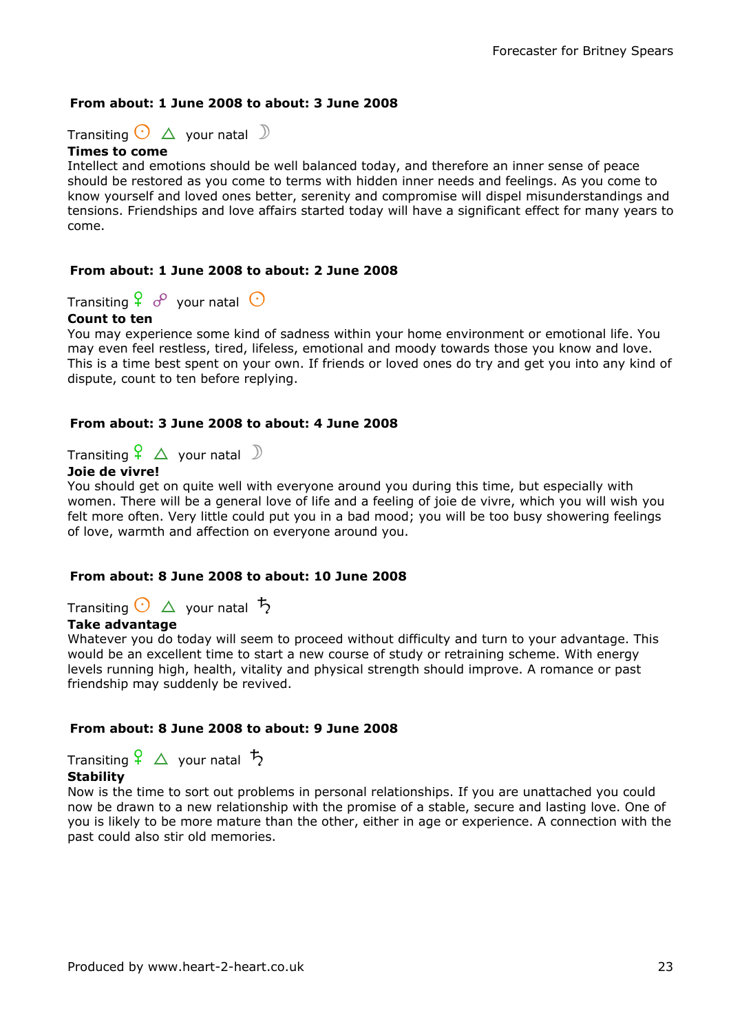**From about: 1 June 2008 to about: 3 June 2008**

Transiting ☉ △ your natal ☽

**Times to come**

Intellect and emotions should be well balanced today, and therefore an inner sense of peace should be restored as you come to terms with hidden inner needs and feelings. As you come to know yourself and loved ones better, serenity and compromise will dispel misunderstandings and tensions. Friendships and love affairs started today will have a significant effect for many years to come.

**From about: 1 June 2008 to about: 2 June 2008**

Transiting ♀ ☍ your natal ☉

**Count to ten**

You may experience some kind of sadness within your home environment or emotional life. You may even feel restless, tired, lifeless, emotional and moody towards those you know and love. This is a time best spent on your own. If friends or loved ones do try and get you into any kind of dispute, count to ten before replying.

**From about: 3 June 2008 to about: 4 June 2008**

Transiting ♀ △ your natal ☽

**Joie de vivre!**

You should get on quite well with everyone around you during this time, but especially with women. There will be a general love of life and a feeling of joie de vivre, which you will wish you felt more often. Very little could put you in a bad mood; you will be too busy showering feelings of love, warmth and affection on everyone around you.

**From about: 8 June 2008 to about: 10 June 2008**

Transiting ☉ △ your natal ♄

**Take advantage**

Whatever you do today will seem to proceed without difficulty and turn to your advantage. This would be an excellent time to start a new course of study or retraining scheme. With energy levels running high, health, vitality and physical strength should improve. A romance or past friendship may suddenly be revived.

**From about: 8 June 2008 to about: 9 June 2008**

Transiting ♀ △ your natal ♄

**Stability**

Now is the time to sort out problems in personal relationships. If you are unattached you could now be drawn to a new relationship with the promise of a stable, secure and lasting love. One of you is likely to be more mature than the other, either in age or experience. A connection with the past could also stir old memories.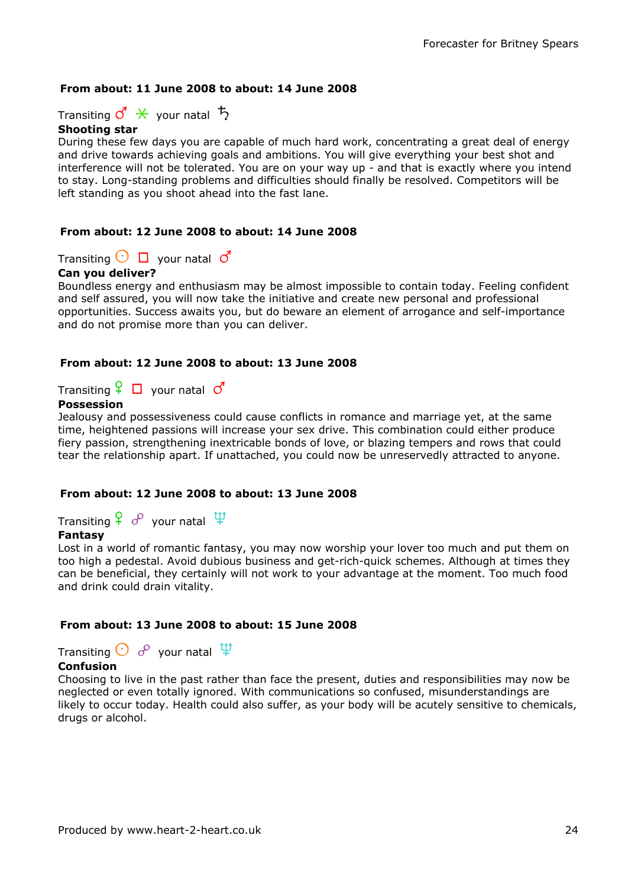**From about: 11 June 2008 to about: 14 June 2008**

Transiting ♂ ⚹ your natal ♄
**Shooting star**
During these few days you are capable of much hard work, concentrating a great deal of energy and drive towards achieving goals and ambitions. You will give everything your best shot and interference will not be tolerated. You are on your way up - and that is exactly where you intend to stay. Long-standing problems and difficulties should finally be resolved. Competitors will be left standing as you shoot ahead into the fast lane.

**From about: 12 June 2008 to about: 14 June 2008**

Transiting ☉ □ your natal ♂
**Can you deliver?**
Boundless energy and enthusiasm may be almost impossible to contain today. Feeling confident and self assured, you will now take the initiative and create new personal and professional opportunities. Success awaits you, but do beware an element of arrogance and self-importance and do not promise more than you can deliver.

**From about: 12 June 2008 to about: 13 June 2008**

Transiting ♀ □ your natal ♂
**Possession**
Jealousy and possessiveness could cause conflicts in romance and marriage yet, at the same time, heightened passions will increase your sex drive. This combination could either produce fiery passion, strengthening inextricable bonds of love, or blazing tempers and rows that could tear the relationship apart. If unattached, you could now be unreservedly attracted to anyone.

**From about: 12 June 2008 to about: 13 June 2008**

Transiting ♀ ☍ your natal ♆
**Fantasy**
Lost in a world of romantic fantasy, you may now worship your lover too much and put them on too high a pedestal. Avoid dubious business and get-rich-quick schemes. Although at times they can be beneficial, they certainly will not work to your advantage at the moment. Too much food and drink could drain vitality.

**From about: 13 June 2008 to about: 15 June 2008**

Transiting ☉ ☍ your natal ♆
**Confusion**
Choosing to live in the past rather than face the present, duties and responsibilities may now be neglected or even totally ignored. With communications so confused, misunderstandings are likely to occur today. Health could also suffer, as your body will be acutely sensitive to chemicals, drugs or alcohol.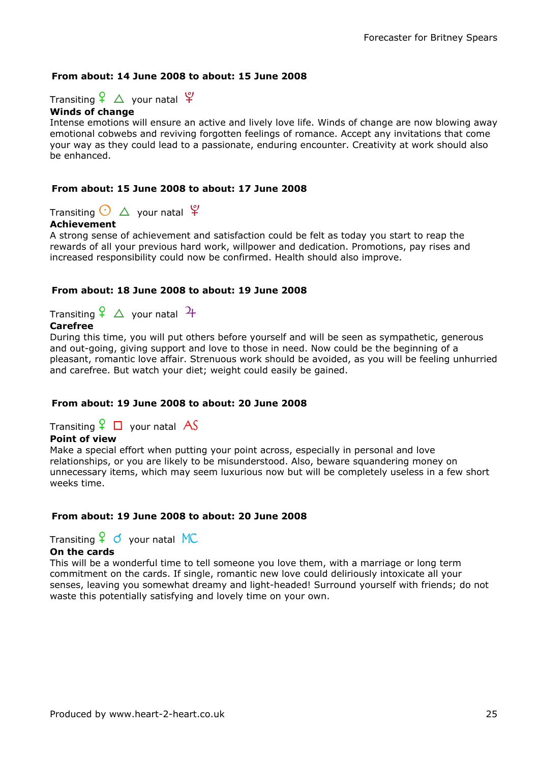**From about: 14 June 2008 to about: 15 June 2008**

Transiting ♀ △ your natal ♇
**Winds of change**
Intense emotions will ensure an active and lively love life. Winds of change are now blowing away emotional cobwebs and reviving forgotten feelings of romance. Accept any invitations that come your way as they could lead to a passionate, enduring encounter. Creativity at work should also be enhanced.

**From about: 15 June 2008 to about: 17 June 2008**

Transiting ☉ △ your natal ♇
**Achievement**
A strong sense of achievement and satisfaction could be felt as today you start to reap the rewards of all your previous hard work, willpower and dedication. Promotions, pay rises and increased responsibility could now be confirmed. Health should also improve.

**From about: 18 June 2008 to about: 19 June 2008**

Transiting ♀ △ your natal ♃
**Carefree**
During this time, you will put others before yourself and will be seen as sympathetic, generous and out-going, giving support and love to those in need. Now could be the beginning of a pleasant, romantic love affair. Strenuous work should be avoided, as you will be feeling unhurried and carefree. But watch your diet; weight could easily be gained.

**From about: 19 June 2008 to about: 20 June 2008**

Transiting ♀ □ your natal AS
**Point of view**
Make a special effort when putting your point across, especially in personal and love relationships, or you are likely to be misunderstood. Also, beware squandering money on unnecessary items, which may seem luxurious now but will be completely useless in a few short weeks time.

**From about: 19 June 2008 to about: 20 June 2008**

Transiting ♀ ☌ your natal MC
**On the cards**
This will be a wonderful time to tell someone you love them, with a marriage or long term commitment on the cards. If single, romantic new love could deliriously intoxicate all your senses, leaving you somewhat dreamy and light-headed! Surround yourself with friends; do not waste this potentially satisfying and lovely time on your own.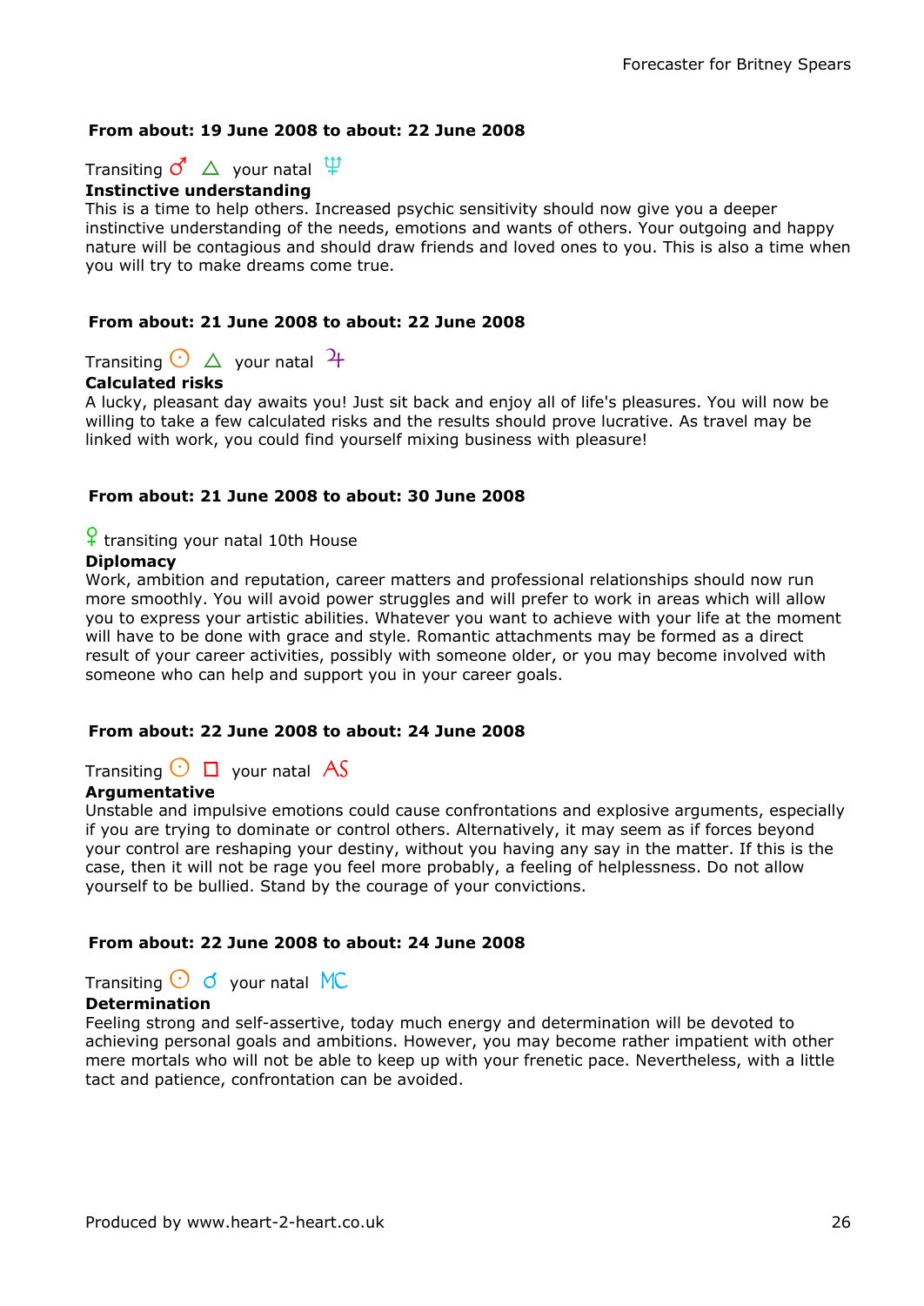**From about: 19 June 2008 to about: 22 June 2008**

Transiting ♂ △ your natal ♆
**Instinctive understanding**
This is a time to help others. Increased psychic sensitivity should now give you a deeper instinctive understanding of the needs, emotions and wants of others. Your outgoing and happy nature will be contagious and should draw friends and loved ones to you. This is also a time when you will try to make dreams come true.

**From about: 21 June 2008 to about: 22 June 2008**

Transiting ☉ △ your natal ♃
**Calculated risks**
A lucky, pleasant day awaits you! Just sit back and enjoy all of life's pleasures. You will now be willing to take a few calculated risks and the results should prove lucrative. As travel may be linked with work, you could find yourself mixing business with pleasure!

**From about: 21 June 2008 to about: 30 June 2008**

♀ transiting your natal 10th House
**Diplomacy**
Work, ambition and reputation, career matters and professional relationships should now run more smoothly. You will avoid power struggles and will prefer to work in areas which will allow you to express your artistic abilities. Whatever you want to achieve with your life at the moment will have to be done with grace and style. Romantic attachments may be formed as a direct result of your career activities, possibly with someone older, or you may become involved with someone who can help and support you in your career goals.

**From about: 22 June 2008 to about: 24 June 2008**

Transiting ☉ □ your natal AS
**Argumentative**
Unstable and impulsive emotions could cause confrontations and explosive arguments, especially if you are trying to dominate or control others. Alternatively, it may seem as if forces beyond your control are reshaping your destiny, without you having any say in the matter. If this is the case, then it will not be rage you feel more probably, a feeling of helplessness. Do not allow yourself to be bullied. Stand by the courage of your convictions.

**From about: 22 June 2008 to about: 24 June 2008**

Transiting ☉ ☌ your natal MC
**Determination**
Feeling strong and self-assertive, today much energy and determination will be devoted to achieving personal goals and ambitions. However, you may become rather impatient with other mere mortals who will not be able to keep up with your frenetic pace. Nevertheless, with a little tact and patience, confrontation can be avoided.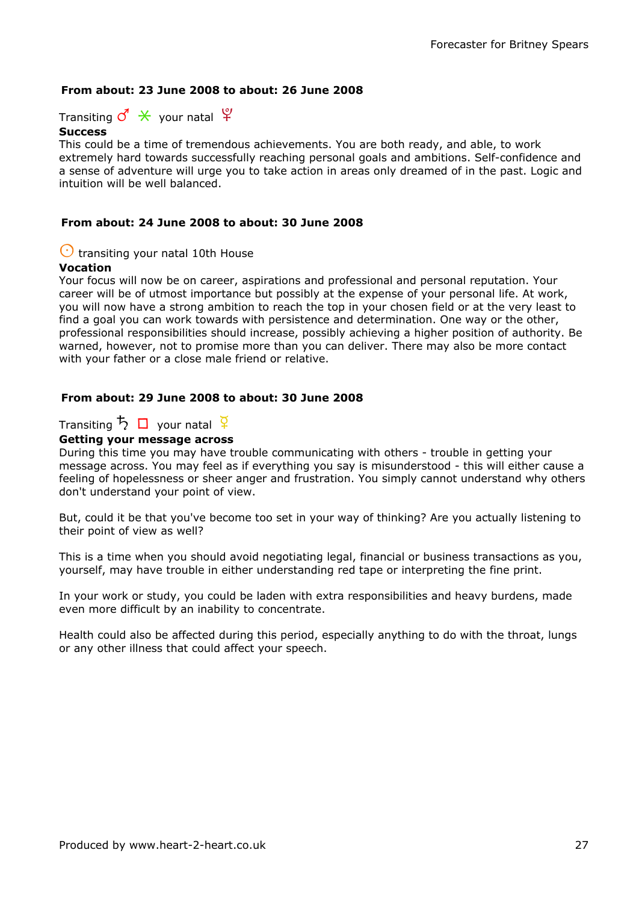**From about: 23 June 2008 to about: 26 June 2008**

Transiting ♂ ⚹ your natal ♇
**Success**
This could be a time of tremendous achievements. You are both ready, and able, to work extremely hard towards successfully reaching personal goals and ambitions. Self-confidence and a sense of adventure will urge you to take action in areas only dreamed of in the past. Logic and intuition will be well balanced.

**From about: 24 June 2008 to about: 30 June 2008**

☉ transiting your natal 10th House
**Vocation**
Your focus will now be on career, aspirations and professional and personal reputation. Your career will be of utmost importance but possibly at the expense of your personal life. At work, you will now have a strong ambition to reach the top in your chosen field or at the very least to find a goal you can work towards with persistence and determination. One way or the other, professional responsibilities should increase, possibly achieving a higher position of authority. Be warned, however, not to promise more than you can deliver. There may also be more contact with your father or a close male friend or relative.

**From about: 29 June 2008 to about: 30 June 2008**

Transiting ♄ □ your natal ☿
**Getting your message across**
During this time you may have trouble communicating with others - trouble in getting your message across. You may feel as if everything you say is misunderstood - this will either cause a feeling of hopelessness or sheer anger and frustration. You simply cannot understand why others don't understand your point of view.

But, could it be that you've become too set in your way of thinking? Are you actually listening to their point of view as well?

This is a time when you should avoid negotiating legal, financial or business transactions as you, yourself, may have trouble in either understanding red tape or interpreting the fine print.

In your work or study, you could be laden with extra responsibilities and heavy burdens, made even more difficult by an inability to concentrate.

Health could also be affected during this period, especially anything to do with the throat, lungs or any other illness that could affect your speech.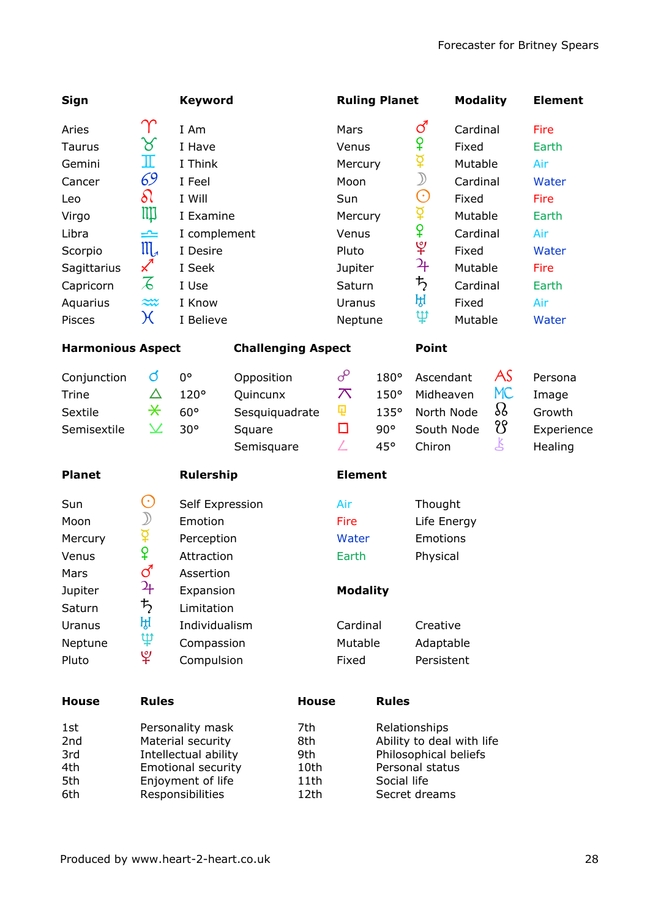| Sign | | Keyword | Ruling Planet | | Modality | Element |
|---|---|---|---|---|---|---|
| Aries | ♈ | I Am | Mars | ♂ | Cardinal | Fire |
| Taurus | ♉ | I Have | Venus | ♀ | Fixed | Earth |
| Gemini | ♊ | I Think | Mercury | ☿ | Mutable | Air |
| Cancer | ♋ | I Feel | Moon | ☽ | Cardinal | Water |
| Leo | ♌ | I Will | Sun | ☉ | Fixed | Fire |
| Virgo | ♍ | I Examine | Mercury | ☿ | Mutable | Earth |
| Libra | ♎ | I complement | Venus | ♀ | Cardinal | Air |
| Scorpio | ♏ | I Desire | Pluto | ♇ | Fixed | Water |
| Sagittarius | ♐ | I Seek | Jupiter | ♃ | Mutable | Fire |
| Capricorn | ♑ | I Use | Saturn | ♄ | Cardinal | Earth |
| Aquarius | ♒ | I Know | Uranus | ♅ | Fixed | Air |
| Pisces | ♓ | I Believe | Neptune | ♆ | Mutable | Water |

| Harmonious Aspect | | | Challenging Aspect | | | Point | | |
|---|---|---|---|---|---|---|---|---|
| Conjunction | ☌ | 0° | Opposition | ☍ | 180° | Ascendant | AS | Persona |
| Trine | △ | 120° | Quincunx | ⚻ | 150° | Midheaven | MC | Image |
| Sextile | ⚹ | 60° | Sesquiquadrate | ⚼ | 135° | North Node | ☊ | Growth |
| Semisextile | ⚺ | 30° | Square | □ | 90° | South Node | ☋ | Experience |
| | | | Semisquare | ∠ | 45° | Chiron | ⚷ | Healing |

| Planet | | Rulership |
|---|---|---|
| Sun | ☉ | Self Expression |
| Moon | ☽ | Emotion |
| Mercury | ☿ | Perception |
| Venus | ♀ | Attraction |
| Mars | ♂ | Assertion |
| Jupiter | ♃ | Expansion |
| Saturn | ♄ | Limitation |
| Uranus | ♅ | Individualism |
| Neptune | ♆ | Compassion |
| Pluto | ♇ | Compulsion |

| Element | |
|---|---|
| Air | Thought |
| Fire | Life Energy |
| Water | Emotions |
| Earth | Physical |

| Modality | |
|---|---|
| Cardinal | Creative |
| Mutable | Adaptable |
| Fixed | Persistent |

| House | Rules | House | Rules |
|---|---|---|---|
| 1st | Personality mask | 7th | Relationships |
| 2nd | Material security | 8th | Ability to deal with life |
| 3rd | Intellectual ability | 9th | Philosophical beliefs |
| 4th | Emotional security | 10th | Personal status |
| 5th | Enjoyment of life | 11th | Social life |
| 6th | Responsibilities | 12th | Secret dreams |